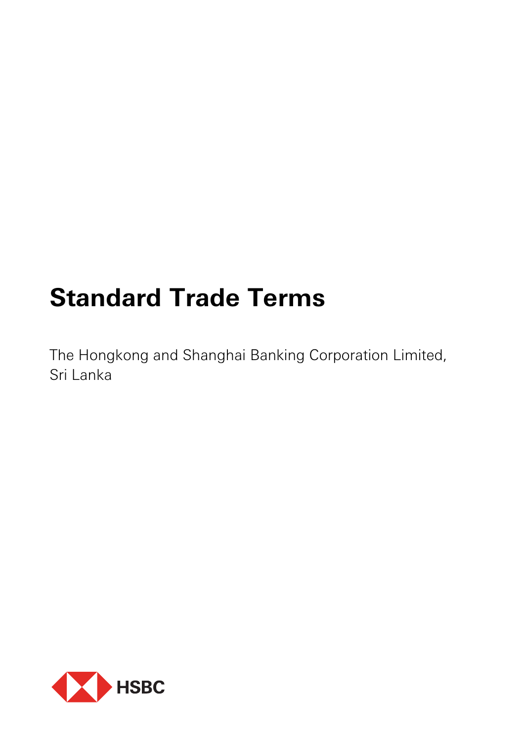# Standard Trade Terms

The Hongkong and Shanghai Banking Corporation Limited, Sri Lanka

HSBC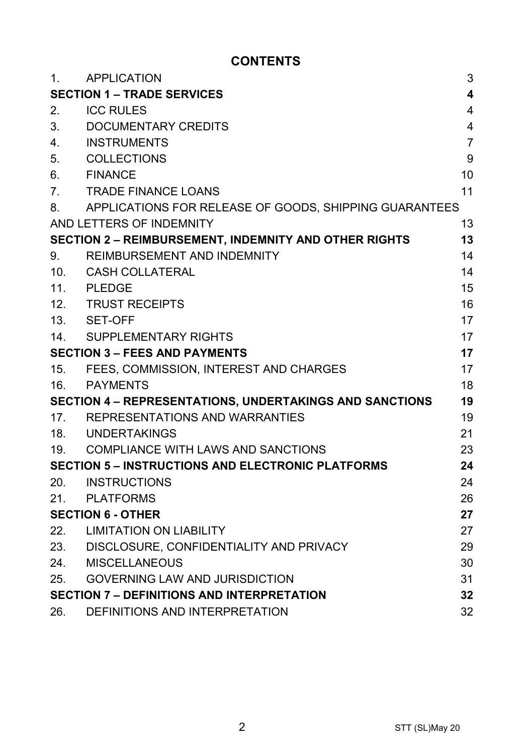## CONTENTS

| | | |
|---|---|---|
| 1. | APPLICATION | 3 |
| **SECTION 1 – TRADE SERVICES** | | **4** |
| 2. | ICC RULES | 4 |
| 3. | DOCUMENTARY CREDITS | 4 |
| 4. | INSTRUMENTS | 7 |
| 5. | COLLECTIONS | 9 |
| 6. | FINANCE | 10 |
| 7. | TRADE FINANCE LOANS | 11 |
| 8. | APPLICATIONS FOR RELEASE OF GOODS, SHIPPING GUARANTEES AND LETTERS OF INDEMNITY | 13 |
| **SECTION 2 – REIMBURSEMENT, INDEMNITY AND OTHER RIGHTS** | | **13** |
| 9. | REIMBURSEMENT AND INDEMNITY | 14 |
| 10. | CASH COLLATERAL | 14 |
| 11. | PLEDGE | 15 |
| 12. | TRUST RECEIPTS | 16 |
| 13. | SET-OFF | 17 |
| 14. | SUPPLEMENTARY RIGHTS | 17 |
| **SECTION 3 – FEES AND PAYMENTS** | | **17** |
| 15. | FEES, COMMISSION, INTEREST AND CHARGES | 17 |
| 16. | PAYMENTS | 18 |
| **SECTION 4 – REPRESENTATIONS, UNDERTAKINGS AND SANCTIONS** | | **19** |
| 17. | REPRESENTATIONS AND WARRANTIES | 19 |
| 18. | UNDERTAKINGS | 21 |
| 19. | COMPLIANCE WITH LAWS AND SANCTIONS | 23 |
| **SECTION 5 – INSTRUCTIONS AND ELECTRONIC PLATFORMS** | | **24** |
| 20. | INSTRUCTIONS | 24 |
| 21. | PLATFORMS | 26 |
| **SECTION 6 - OTHER** | | **27** |
| 22. | LIMITATION ON LIABILITY | 27 |
| 23. | DISCLOSURE, CONFIDENTIALITY AND PRIVACY | 29 |
| 24. | MISCELLANEOUS | 30 |
| 25. | GOVERNING LAW AND JURISDICTION | 31 |
| **SECTION 7 – DEFINITIONS AND INTERPRETATION** | | **32** |
| 26. | DEFINITIONS AND INTERPRETATION | 32 |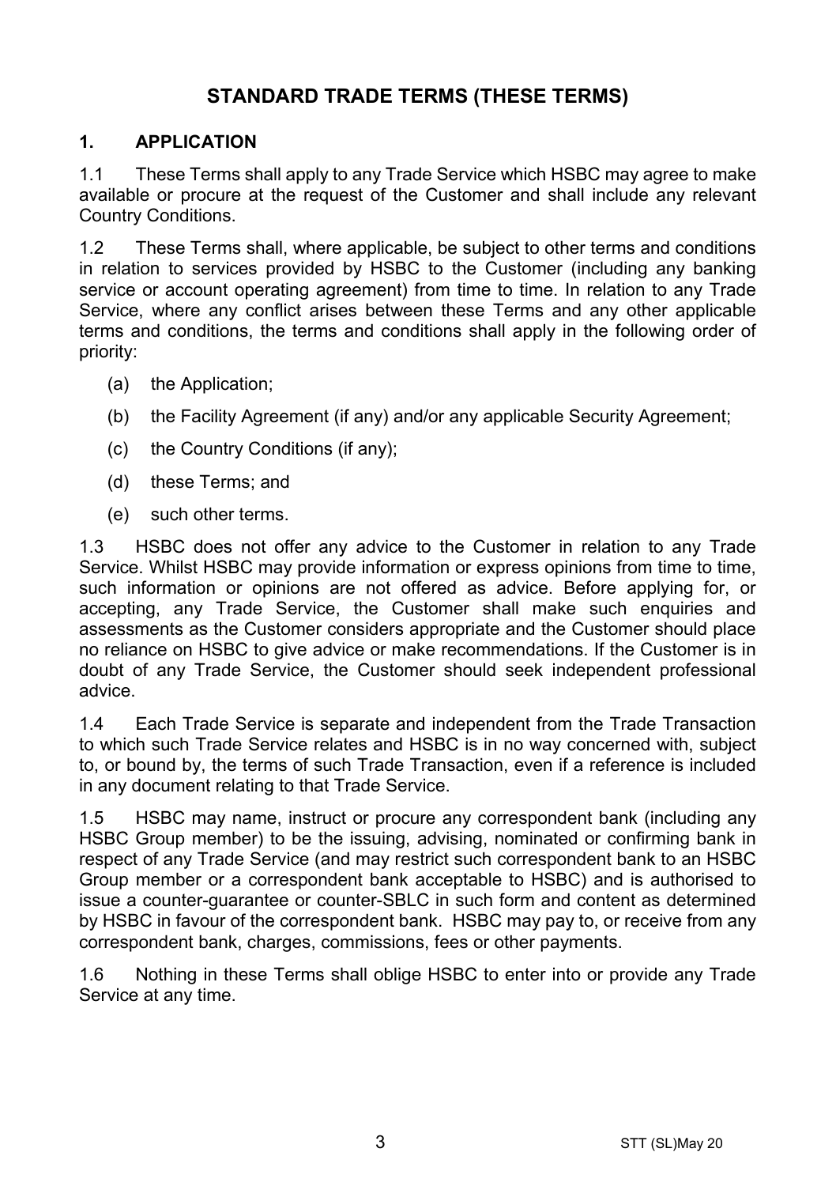# STANDARD TRADE TERMS (THESE TERMS)

## 1. APPLICATION

1.1 These Terms shall apply to any Trade Service which HSBC may agree to make available or procure at the request of the Customer and shall include any relevant Country Conditions.

1.2 These Terms shall, where applicable, be subject to other terms and conditions in relation to services provided by HSBC to the Customer (including any banking service or account operating agreement) from time to time. In relation to any Trade Service, where any conflict arises between these Terms and any other applicable terms and conditions, the terms and conditions shall apply in the following order of priority:

(a) the Application;

(b) the Facility Agreement (if any) and/or any applicable Security Agreement;

(c) the Country Conditions (if any);

(d) these Terms; and

(e) such other terms.

1.3 HSBC does not offer any advice to the Customer in relation to any Trade Service. Whilst HSBC may provide information or express opinions from time to time, such information or opinions are not offered as advice. Before applying for, or accepting, any Trade Service, the Customer shall make such enquiries and assessments as the Customer considers appropriate and the Customer should place no reliance on HSBC to give advice or make recommendations. If the Customer is in doubt of any Trade Service, the Customer should seek independent professional advice.

1.4 Each Trade Service is separate and independent from the Trade Transaction to which such Trade Service relates and HSBC is in no way concerned with, subject to, or bound by, the terms of such Trade Transaction, even if a reference is included in any document relating to that Trade Service.

1.5 HSBC may name, instruct or procure any correspondent bank (including any HSBC Group member) to be the issuing, advising, nominated or confirming bank in respect of any Trade Service (and may restrict such correspondent bank to an HSBC Group member or a correspondent bank acceptable to HSBC) and is authorised to issue a counter-guarantee or counter-SBLC in such form and content as determined by HSBC in favour of the correspondent bank. HSBC may pay to, or receive from any correspondent bank, charges, commissions, fees or other payments.

1.6 Nothing in these Terms shall oblige HSBC to enter into or provide any Trade Service at any time.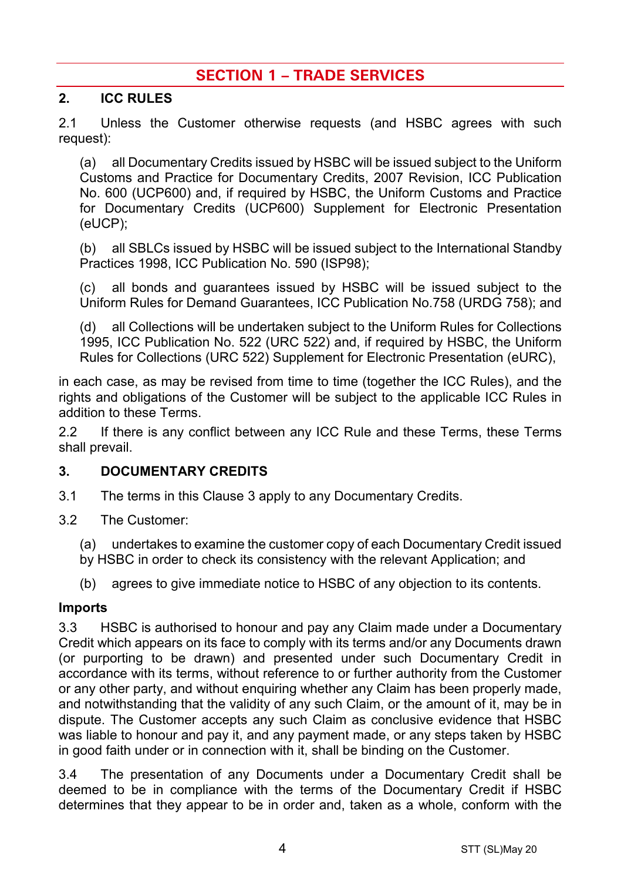# SECTION 1 – TRADE SERVICES

## 2. ICC RULES

2.1 Unless the Customer otherwise requests (and HSBC agrees with such request):

(a) all Documentary Credits issued by HSBC will be issued subject to the Uniform Customs and Practice for Documentary Credits, 2007 Revision, ICC Publication No. 600 (UCP600) and, if required by HSBC, the Uniform Customs and Practice for Documentary Credits (UCP600) Supplement for Electronic Presentation (eUCP);

(b) all SBLCs issued by HSBC will be issued subject to the International Standby Practices 1998, ICC Publication No. 590 (ISP98);

(c) all bonds and guarantees issued by HSBC will be issued subject to the Uniform Rules for Demand Guarantees, ICC Publication No.758 (URDG 758); and

(d) all Collections will be undertaken subject to the Uniform Rules for Collections 1995, ICC Publication No. 522 (URC 522) and, if required by HSBC, the Uniform Rules for Collections (URC 522) Supplement for Electronic Presentation (eURC),

in each case, as may be revised from time to time (together the ICC Rules), and the rights and obligations of the Customer will be subject to the applicable ICC Rules in addition to these Terms.

2.2 If there is any conflict between any ICC Rule and these Terms, these Terms shall prevail.

## 3. DOCUMENTARY CREDITS

3.1 The terms in this Clause 3 apply to any Documentary Credits.

3.2 The Customer:

(a) undertakes to examine the customer copy of each Documentary Credit issued by HSBC in order to check its consistency with the relevant Application; and

(b) agrees to give immediate notice to HSBC of any objection to its contents.

**Imports**

3.3 HSBC is authorised to honour and pay any Claim made under a Documentary Credit which appears on its face to comply with its terms and/or any Documents drawn (or purporting to be drawn) and presented under such Documentary Credit in accordance with its terms, without reference to or further authority from the Customer or any other party, and without enquiring whether any Claim has been properly made, and notwithstanding that the validity of any such Claim, or the amount of it, may be in dispute. The Customer accepts any such Claim as conclusive evidence that HSBC was liable to honour and pay it, and any payment made, or any steps taken by HSBC in good faith under or in connection with it, shall be binding on the Customer.

3.4 The presentation of any Documents under a Documentary Credit shall be deemed to be in compliance with the terms of the Documentary Credit if HSBC determines that they appear to be in order and, taken as a whole, conform with the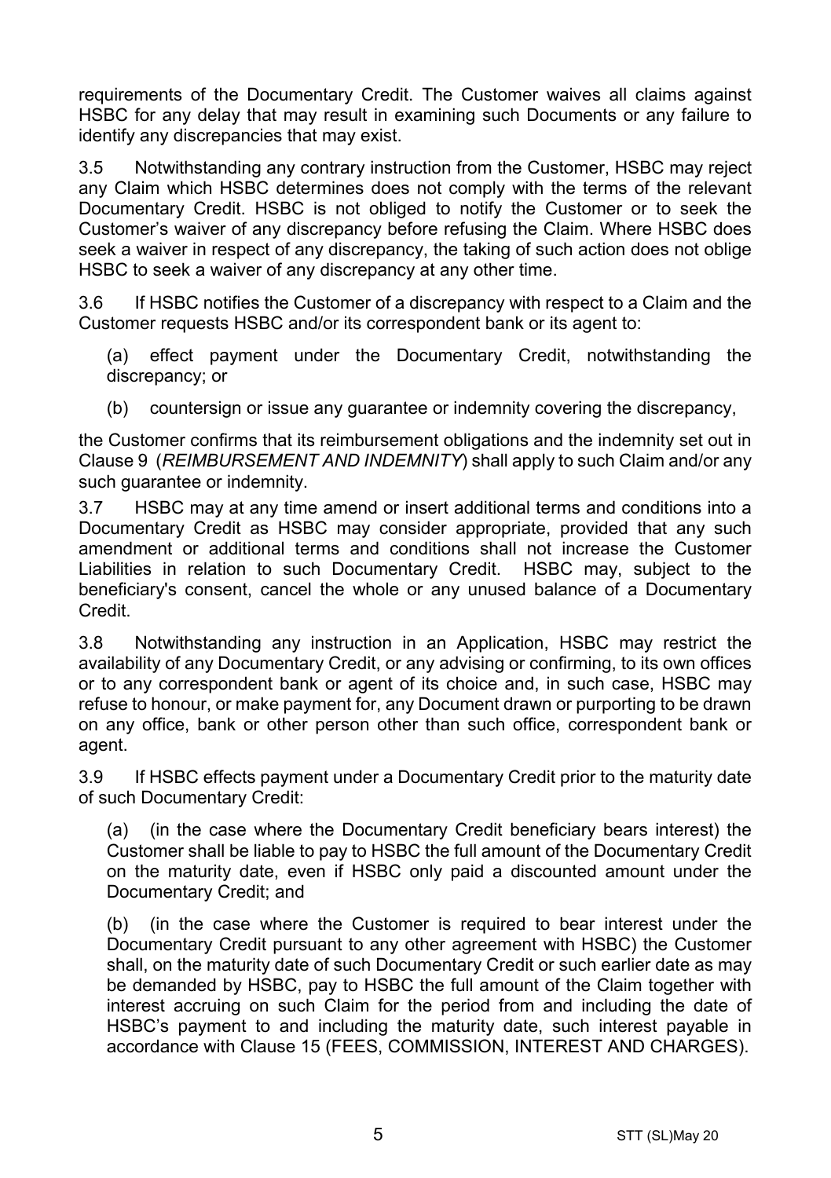requirements of the Documentary Credit. The Customer waives all claims against HSBC for any delay that may result in examining such Documents or any failure to identify any discrepancies that may exist.

3.5 Notwithstanding any contrary instruction from the Customer, HSBC may reject any Claim which HSBC determines does not comply with the terms of the relevant Documentary Credit. HSBC is not obliged to notify the Customer or to seek the Customer's waiver of any discrepancy before refusing the Claim. Where HSBC does seek a waiver in respect of any discrepancy, the taking of such action does not oblige HSBC to seek a waiver of any discrepancy at any other time.

3.6 If HSBC notifies the Customer of a discrepancy with respect to a Claim and the Customer requests HSBC and/or its correspondent bank or its agent to:

(a) effect payment under the Documentary Credit, notwithstanding the discrepancy; or

(b) countersign or issue any guarantee or indemnity covering the discrepancy,

the Customer confirms that its reimbursement obligations and the indemnity set out in Clause 9 (*REIMBURSEMENT AND INDEMNITY*) shall apply to such Claim and/or any such guarantee or indemnity.

3.7 HSBC may at any time amend or insert additional terms and conditions into a Documentary Credit as HSBC may consider appropriate, provided that any such amendment or additional terms and conditions shall not increase the Customer Liabilities in relation to such Documentary Credit. HSBC may, subject to the beneficiary's consent, cancel the whole or any unused balance of a Documentary Credit.

3.8 Notwithstanding any instruction in an Application, HSBC may restrict the availability of any Documentary Credit, or any advising or confirming, to its own offices or to any correspondent bank or agent of its choice and, in such case, HSBC may refuse to honour, or make payment for, any Document drawn or purporting to be drawn on any office, bank or other person other than such office, correspondent bank or agent.

3.9 If HSBC effects payment under a Documentary Credit prior to the maturity date of such Documentary Credit:

(a) (in the case where the Documentary Credit beneficiary bears interest) the Customer shall be liable to pay to HSBC the full amount of the Documentary Credit on the maturity date, even if HSBC only paid a discounted amount under the Documentary Credit; and

(b) (in the case where the Customer is required to bear interest under the Documentary Credit pursuant to any other agreement with HSBC) the Customer shall, on the maturity date of such Documentary Credit or such earlier date as may be demanded by HSBC, pay to HSBC the full amount of the Claim together with interest accruing on such Claim for the period from and including the date of HSBC's payment to and including the maturity date, such interest payable in accordance with Clause 15 (FEES, COMMISSION, INTEREST AND CHARGES).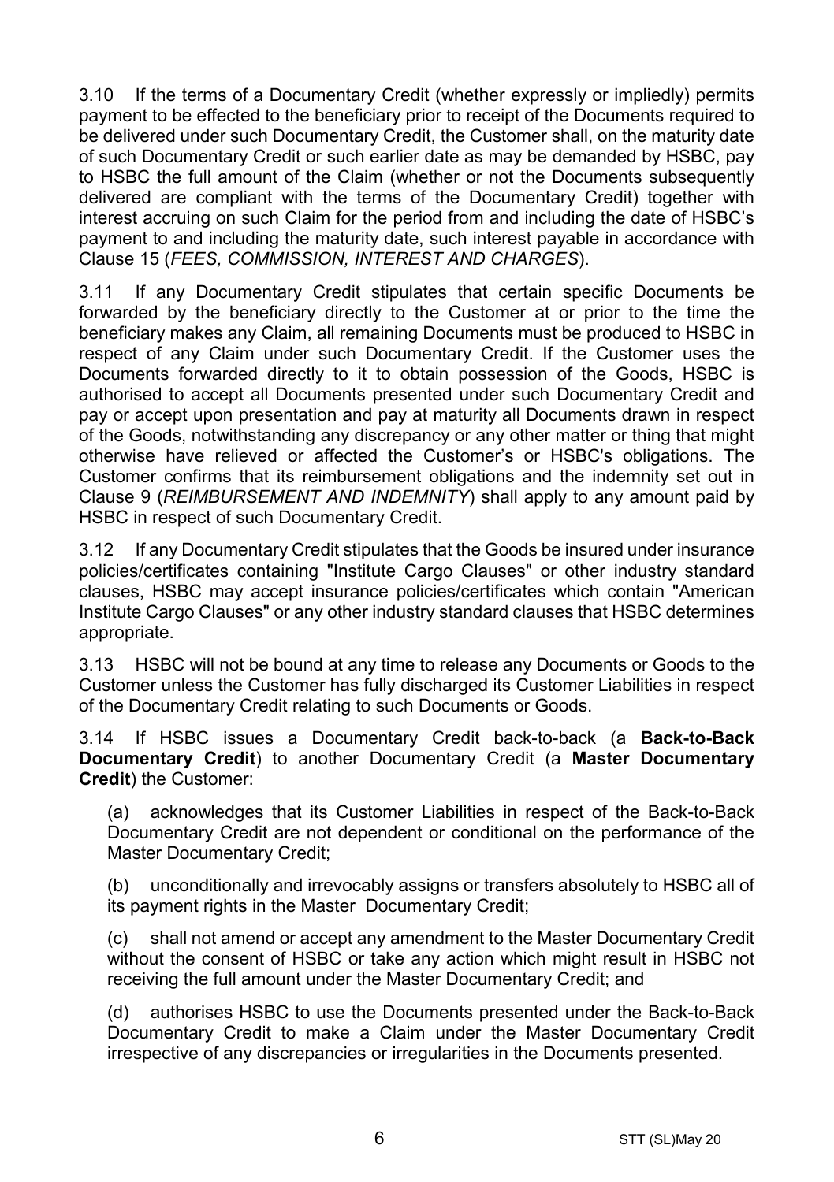3.10 If the terms of a Documentary Credit (whether expressly or impliedly) permits payment to be effected to the beneficiary prior to receipt of the Documents required to be delivered under such Documentary Credit, the Customer shall, on the maturity date of such Documentary Credit or such earlier date as may be demanded by HSBC, pay to HSBC the full amount of the Claim (whether or not the Documents subsequently delivered are compliant with the terms of the Documentary Credit) together with interest accruing on such Claim for the period from and including the date of HSBC's payment to and including the maturity date, such interest payable in accordance with Clause 15 (*FEES, COMMISSION, INTEREST AND CHARGES*).

3.11 If any Documentary Credit stipulates that certain specific Documents be forwarded by the beneficiary directly to the Customer at or prior to the time the beneficiary makes any Claim, all remaining Documents must be produced to HSBC in respect of any Claim under such Documentary Credit. If the Customer uses the Documents forwarded directly to it to obtain possession of the Goods, HSBC is authorised to accept all Documents presented under such Documentary Credit and pay or accept upon presentation and pay at maturity all Documents drawn in respect of the Goods, notwithstanding any discrepancy or any other matter or thing that might otherwise have relieved or affected the Customer's or HSBC's obligations. The Customer confirms that its reimbursement obligations and the indemnity set out in Clause 9 (*REIMBURSEMENT AND INDEMNITY*) shall apply to any amount paid by HSBC in respect of such Documentary Credit.

3.12 If any Documentary Credit stipulates that the Goods be insured under insurance policies/certificates containing "Institute Cargo Clauses" or other industry standard clauses, HSBC may accept insurance policies/certificates which contain "American Institute Cargo Clauses" or any other industry standard clauses that HSBC determines appropriate.

3.13 HSBC will not be bound at any time to release any Documents or Goods to the Customer unless the Customer has fully discharged its Customer Liabilities in respect of the Documentary Credit relating to such Documents or Goods.

3.14 If HSBC issues a Documentary Credit back-to-back (a **Back-to-Back Documentary Credit**) to another Documentary Credit (a **Master Documentary Credit**) the Customer:

(a) acknowledges that its Customer Liabilities in respect of the Back-to-Back Documentary Credit are not dependent or conditional on the performance of the Master Documentary Credit;

(b) unconditionally and irrevocably assigns or transfers absolutely to HSBC all of its payment rights in the Master Documentary Credit;

(c) shall not amend or accept any amendment to the Master Documentary Credit without the consent of HSBC or take any action which might result in HSBC not receiving the full amount under the Master Documentary Credit; and

(d) authorises HSBC to use the Documents presented under the Back-to-Back Documentary Credit to make a Claim under the Master Documentary Credit irrespective of any discrepancies or irregularities in the Documents presented.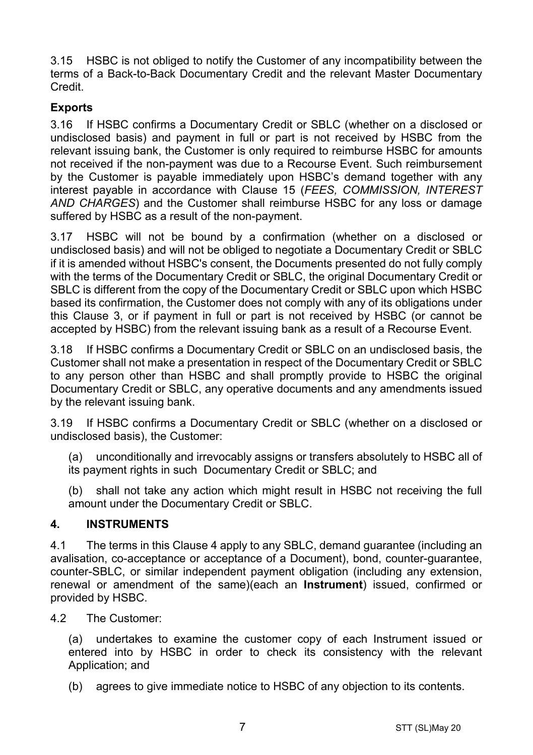3.15 HSBC is not obliged to notify the Customer of any incompatibility between the terms of a Back-to-Back Documentary Credit and the relevant Master Documentary Credit.

**Exports**

3.16 If HSBC confirms a Documentary Credit or SBLC (whether on a disclosed or undisclosed basis) and payment in full or part is not received by HSBC from the relevant issuing bank, the Customer is only required to reimburse HSBC for amounts not received if the non-payment was due to a Recourse Event. Such reimbursement by the Customer is payable immediately upon HSBC's demand together with any interest payable in accordance with Clause 15 (*FEES, COMMISSION, INTEREST AND CHARGES*) and the Customer shall reimburse HSBC for any loss or damage suffered by HSBC as a result of the non-payment.

3.17 HSBC will not be bound by a confirmation (whether on a disclosed or undisclosed basis) and will not be obliged to negotiate a Documentary Credit or SBLC if it is amended without HSBC's consent, the Documents presented do not fully comply with the terms of the Documentary Credit or SBLC, the original Documentary Credit or SBLC is different from the copy of the Documentary Credit or SBLC upon which HSBC based its confirmation, the Customer does not comply with any of its obligations under this Clause 3, or if payment in full or part is not received by HSBC (or cannot be accepted by HSBC) from the relevant issuing bank as a result of a Recourse Event.

3.18 If HSBC confirms a Documentary Credit or SBLC on an undisclosed basis, the Customer shall not make a presentation in respect of the Documentary Credit or SBLC to any person other than HSBC and shall promptly provide to HSBC the original Documentary Credit or SBLC, any operative documents and any amendments issued by the relevant issuing bank.

3.19 If HSBC confirms a Documentary Credit or SBLC (whether on a disclosed or undisclosed basis), the Customer:

(a) unconditionally and irrevocably assigns or transfers absolutely to HSBC all of its payment rights in such Documentary Credit or SBLC; and

(b) shall not take any action which might result in HSBC not receiving the full amount under the Documentary Credit or SBLC.

## 4. INSTRUMENTS

4.1 The terms in this Clause 4 apply to any SBLC, demand guarantee (including an avalisation, co-acceptance or acceptance of a Document), bond, counter-guarantee, counter-SBLC, or similar independent payment obligation (including any extension, renewal or amendment of the same)(each an **Instrument**) issued, confirmed or provided by HSBC.

4.2 The Customer:

(a) undertakes to examine the customer copy of each Instrument issued or entered into by HSBC in order to check its consistency with the relevant Application; and

(b) agrees to give immediate notice to HSBC of any objection to its contents.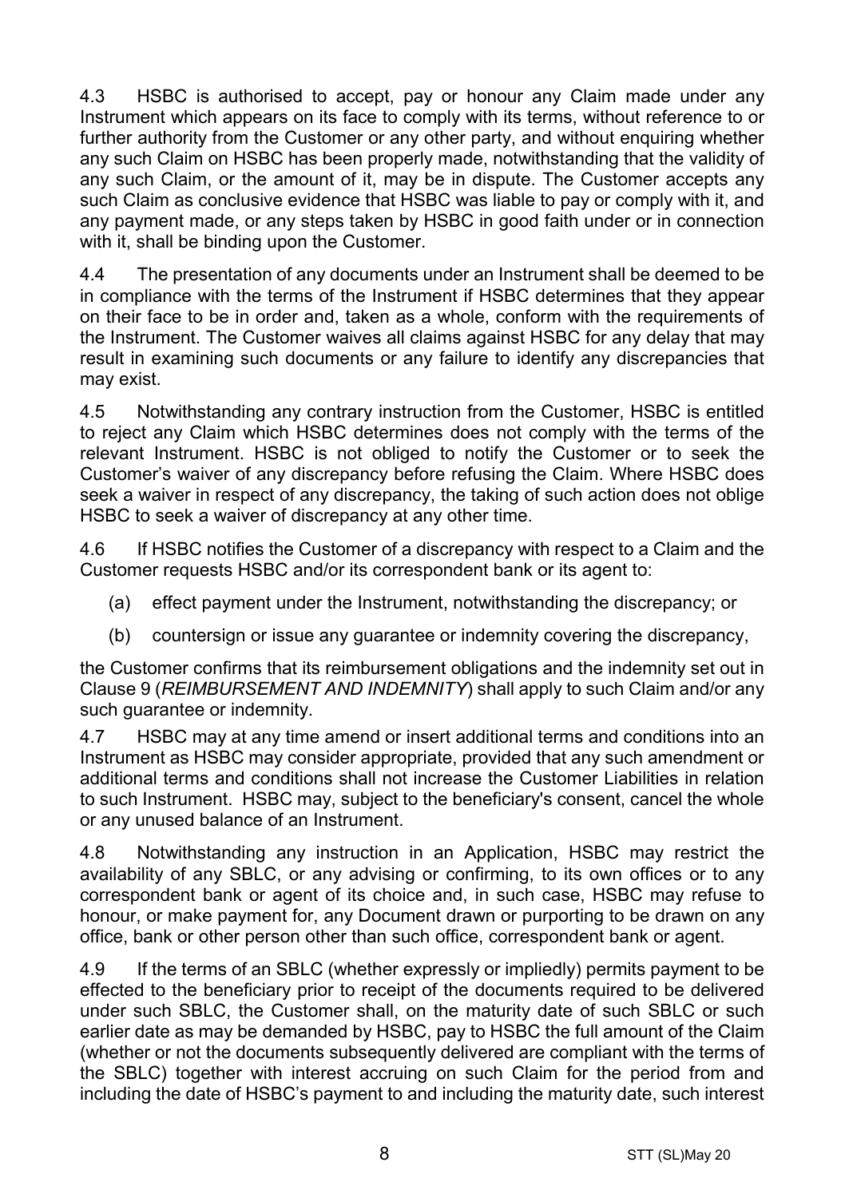4.3 HSBC is authorised to accept, pay or honour any Claim made under any Instrument which appears on its face to comply with its terms, without reference to or further authority from the Customer or any other party, and without enquiring whether any such Claim on HSBC has been properly made, notwithstanding that the validity of any such Claim, or the amount of it, may be in dispute. The Customer accepts any such Claim as conclusive evidence that HSBC was liable to pay or comply with it, and any payment made, or any steps taken by HSBC in good faith under or in connection with it, shall be binding upon the Customer.

4.4 The presentation of any documents under an Instrument shall be deemed to be in compliance with the terms of the Instrument if HSBC determines that they appear on their face to be in order and, taken as a whole, conform with the requirements of the Instrument. The Customer waives all claims against HSBC for any delay that may result in examining such documents or any failure to identify any discrepancies that may exist.

4.5 Notwithstanding any contrary instruction from the Customer, HSBC is entitled to reject any Claim which HSBC determines does not comply with the terms of the relevant Instrument. HSBC is not obliged to notify the Customer or to seek the Customer's waiver of any discrepancy before refusing the Claim. Where HSBC does seek a waiver in respect of any discrepancy, the taking of such action does not oblige HSBC to seek a waiver of discrepancy at any other time.

4.6 If HSBC notifies the Customer of a discrepancy with respect to a Claim and the Customer requests HSBC and/or its correspondent bank or its agent to:

(a) effect payment under the Instrument, notwithstanding the discrepancy; or

(b) countersign or issue any guarantee or indemnity covering the discrepancy,

the Customer confirms that its reimbursement obligations and the indemnity set out in Clause 9 (*REIMBURSEMENT AND INDEMNITY*) shall apply to such Claim and/or any such guarantee or indemnity.

4.7 HSBC may at any time amend or insert additional terms and conditions into an Instrument as HSBC may consider appropriate, provided that any such amendment or additional terms and conditions shall not increase the Customer Liabilities in relation to such Instrument. HSBC may, subject to the beneficiary's consent, cancel the whole or any unused balance of an Instrument.

4.8 Notwithstanding any instruction in an Application, HSBC may restrict the availability of any SBLC, or any advising or confirming, to its own offices or to any correspondent bank or agent of its choice and, in such case, HSBC may refuse to honour, or make payment for, any Document drawn or purporting to be drawn on any office, bank or other person other than such office, correspondent bank or agent.

4.9 If the terms of an SBLC (whether expressly or impliedly) permits payment to be effected to the beneficiary prior to receipt of the documents required to be delivered under such SBLC, the Customer shall, on the maturity date of such SBLC or such earlier date as may be demanded by HSBC, pay to HSBC the full amount of the Claim (whether or not the documents subsequently delivered are compliant with the terms of the SBLC) together with interest accruing on such Claim for the period from and including the date of HSBC's payment to and including the maturity date, such interest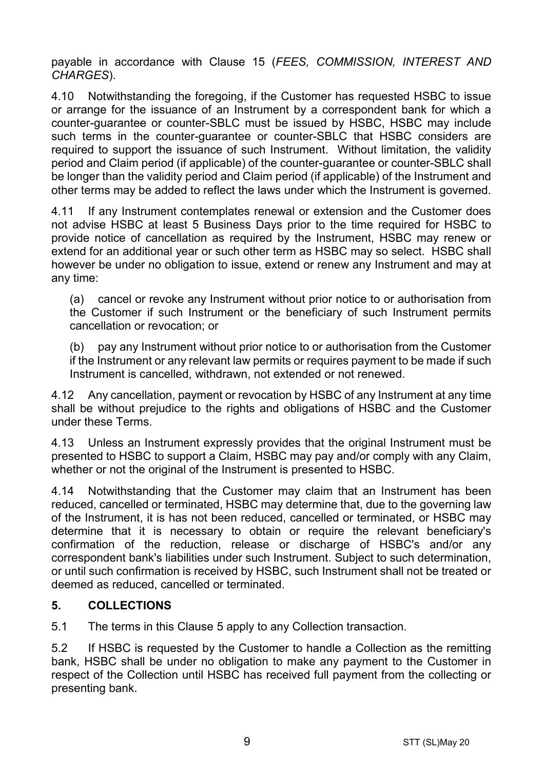payable in accordance with Clause 15 (*FEES, COMMISSION, INTEREST AND CHARGES*).

4.10 Notwithstanding the foregoing, if the Customer has requested HSBC to issue or arrange for the issuance of an Instrument by a correspondent bank for which a counter-guarantee or counter-SBLC must be issued by HSBC, HSBC may include such terms in the counter-guarantee or counter-SBLC that HSBC considers are required to support the issuance of such Instrument. Without limitation, the validity period and Claim period (if applicable) of the counter-guarantee or counter-SBLC shall be longer than the validity period and Claim period (if applicable) of the Instrument and other terms may be added to reflect the laws under which the Instrument is governed.

4.11 If any Instrument contemplates renewal or extension and the Customer does not advise HSBC at least 5 Business Days prior to the time required for HSBC to provide notice of cancellation as required by the Instrument, HSBC may renew or extend for an additional year or such other term as HSBC may so select. HSBC shall however be under no obligation to issue, extend or renew any Instrument and may at any time:

(a) cancel or revoke any Instrument without prior notice to or authorisation from the Customer if such Instrument or the beneficiary of such Instrument permits cancellation or revocation; or

(b) pay any Instrument without prior notice to or authorisation from the Customer if the Instrument or any relevant law permits or requires payment to be made if such Instrument is cancelled, withdrawn, not extended or not renewed.

4.12 Any cancellation, payment or revocation by HSBC of any Instrument at any time shall be without prejudice to the rights and obligations of HSBC and the Customer under these Terms.

4.13 Unless an Instrument expressly provides that the original Instrument must be presented to HSBC to support a Claim, HSBC may pay and/or comply with any Claim, whether or not the original of the Instrument is presented to HSBC.

4.14 Notwithstanding that the Customer may claim that an Instrument has been reduced, cancelled or terminated, HSBC may determine that, due to the governing law of the Instrument, it is has not been reduced, cancelled or terminated, or HSBC may determine that it is necessary to obtain or require the relevant beneficiary's confirmation of the reduction, release or discharge of HSBC's and/or any correspondent bank's liabilities under such Instrument. Subject to such determination, or until such confirmation is received by HSBC, such Instrument shall not be treated or deemed as reduced, cancelled or terminated.

## 5. COLLECTIONS

5.1 The terms in this Clause 5 apply to any Collection transaction.

5.2 If HSBC is requested by the Customer to handle a Collection as the remitting bank, HSBC shall be under no obligation to make any payment to the Customer in respect of the Collection until HSBC has received full payment from the collecting or presenting bank.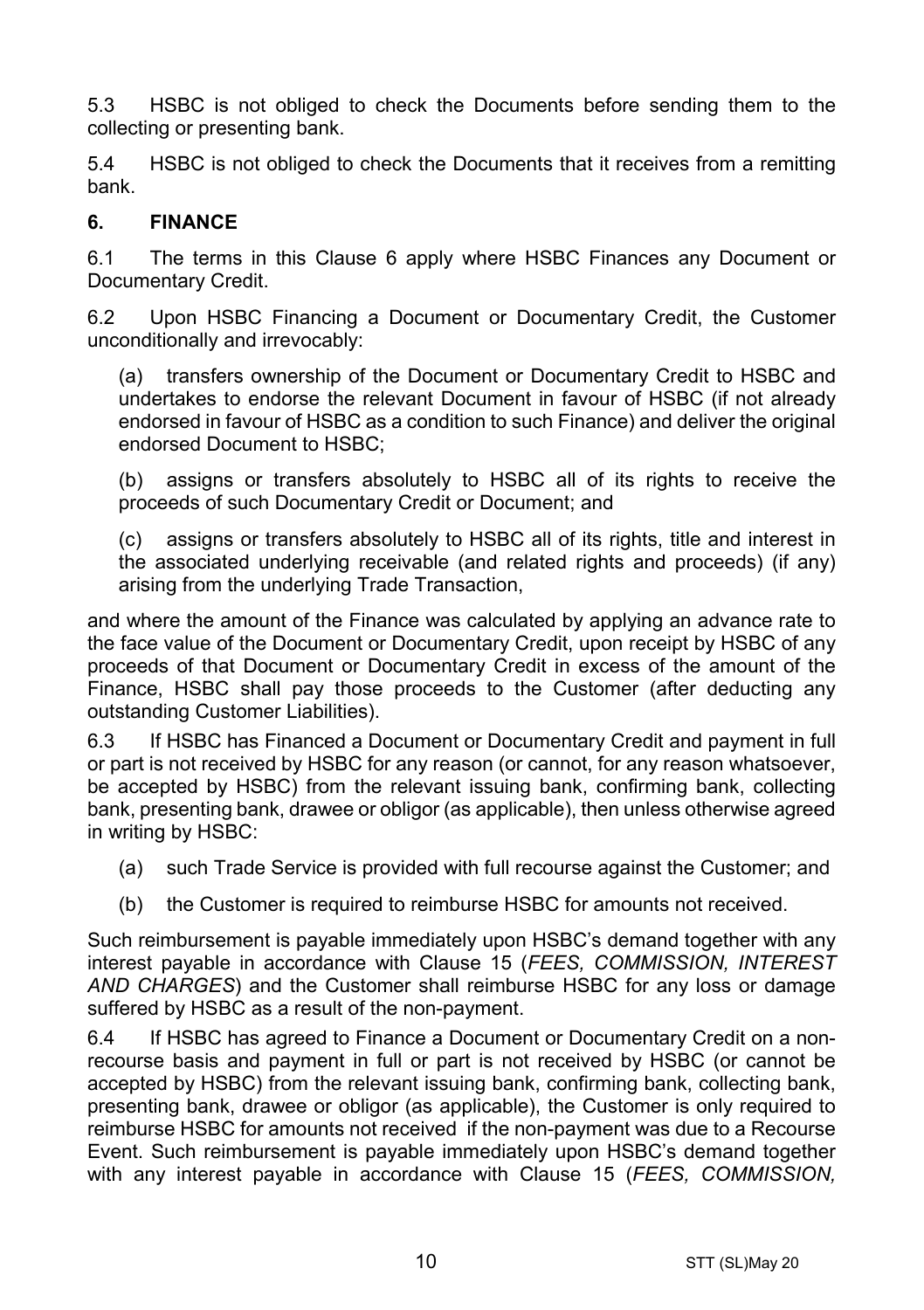5.3 HSBC is not obliged to check the Documents before sending them to the collecting or presenting bank.

5.4 HSBC is not obliged to check the Documents that it receives from a remitting bank.

## 6. FINANCE

6.1 The terms in this Clause 6 apply where HSBC Finances any Document or Documentary Credit.

6.2 Upon HSBC Financing a Document or Documentary Credit, the Customer unconditionally and irrevocably:

(a) transfers ownership of the Document or Documentary Credit to HSBC and undertakes to endorse the relevant Document in favour of HSBC (if not already endorsed in favour of HSBC as a condition to such Finance) and deliver the original endorsed Document to HSBC;

(b) assigns or transfers absolutely to HSBC all of its rights to receive the proceeds of such Documentary Credit or Document; and

(c) assigns or transfers absolutely to HSBC all of its rights, title and interest in the associated underlying receivable (and related rights and proceeds) (if any) arising from the underlying Trade Transaction,

and where the amount of the Finance was calculated by applying an advance rate to the face value of the Document or Documentary Credit, upon receipt by HSBC of any proceeds of that Document or Documentary Credit in excess of the amount of the Finance, HSBC shall pay those proceeds to the Customer (after deducting any outstanding Customer Liabilities).

6.3 If HSBC has Financed a Document or Documentary Credit and payment in full or part is not received by HSBC for any reason (or cannot, for any reason whatsoever, be accepted by HSBC) from the relevant issuing bank, confirming bank, collecting bank, presenting bank, drawee or obligor (as applicable), then unless otherwise agreed in writing by HSBC:

(a) such Trade Service is provided with full recourse against the Customer; and

(b) the Customer is required to reimburse HSBC for amounts not received.

Such reimbursement is payable immediately upon HSBC's demand together with any interest payable in accordance with Clause 15 (*FEES, COMMISSION, INTEREST AND CHARGES*) and the Customer shall reimburse HSBC for any loss or damage suffered by HSBC as a result of the non-payment.

6.4 If HSBC has agreed to Finance a Document or Documentary Credit on a non-recourse basis and payment in full or part is not received by HSBC (or cannot be accepted by HSBC) from the relevant issuing bank, confirming bank, collecting bank, presenting bank, drawee or obligor (as applicable), the Customer is only required to reimburse HSBC for amounts not received if the non-payment was due to a Recourse Event. Such reimbursement is payable immediately upon HSBC's demand together with any interest payable in accordance with Clause 15 (*FEES, COMMISSION,*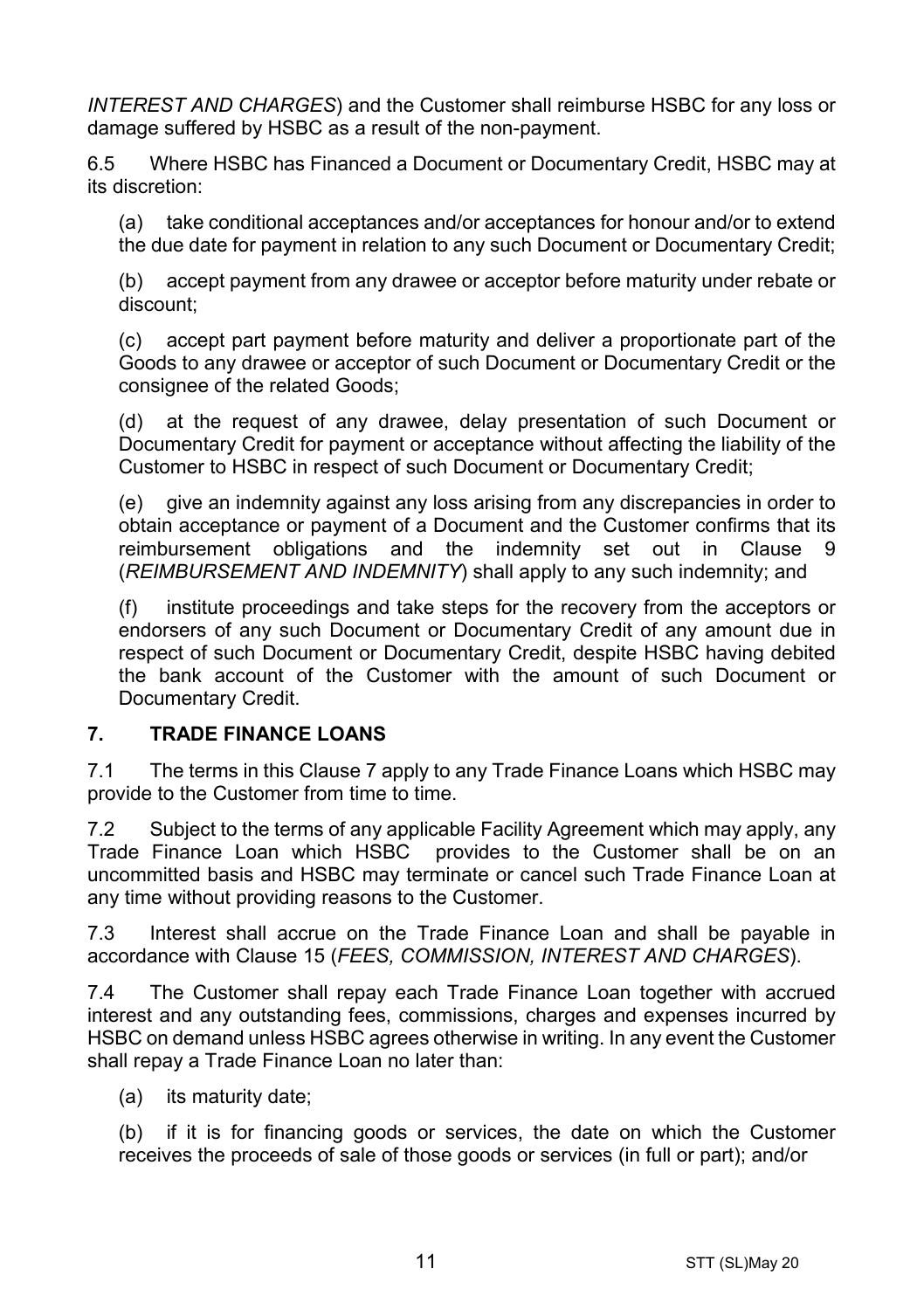*INTEREST AND CHARGES*) and the Customer shall reimburse HSBC for any loss or damage suffered by HSBC as a result of the non-payment.

6.5 Where HSBC has Financed a Document or Documentary Credit, HSBC may at its discretion:

(a) take conditional acceptances and/or acceptances for honour and/or to extend the due date for payment in relation to any such Document or Documentary Credit;

(b) accept payment from any drawee or acceptor before maturity under rebate or discount;

(c) accept part payment before maturity and deliver a proportionate part of the Goods to any drawee or acceptor of such Document or Documentary Credit or the consignee of the related Goods;

(d) at the request of any drawee, delay presentation of such Document or Documentary Credit for payment or acceptance without affecting the liability of the Customer to HSBC in respect of such Document or Documentary Credit;

(e) give an indemnity against any loss arising from any discrepancies in order to obtain acceptance or payment of a Document and the Customer confirms that its reimbursement obligations and the indemnity set out in Clause 9 (*REIMBURSEMENT AND INDEMNITY*) shall apply to any such indemnity; and

(f) institute proceedings and take steps for the recovery from the acceptors or endorsers of any such Document or Documentary Credit of any amount due in respect of such Document or Documentary Credit, despite HSBC having debited the bank account of the Customer with the amount of such Document or Documentary Credit.

## 7. TRADE FINANCE LOANS

7.1 The terms in this Clause 7 apply to any Trade Finance Loans which HSBC may provide to the Customer from time to time.

7.2 Subject to the terms of any applicable Facility Agreement which may apply, any Trade Finance Loan which HSBC provides to the Customer shall be on an uncommitted basis and HSBC may terminate or cancel such Trade Finance Loan at any time without providing reasons to the Customer.

7.3 Interest shall accrue on the Trade Finance Loan and shall be payable in accordance with Clause 15 (*FEES, COMMISSION, INTEREST AND CHARGES*).

7.4 The Customer shall repay each Trade Finance Loan together with accrued interest and any outstanding fees, commissions, charges and expenses incurred by HSBC on demand unless HSBC agrees otherwise in writing. In any event the Customer shall repay a Trade Finance Loan no later than:

(a) its maturity date;

(b) if it is for financing goods or services, the date on which the Customer receives the proceeds of sale of those goods or services (in full or part); and/or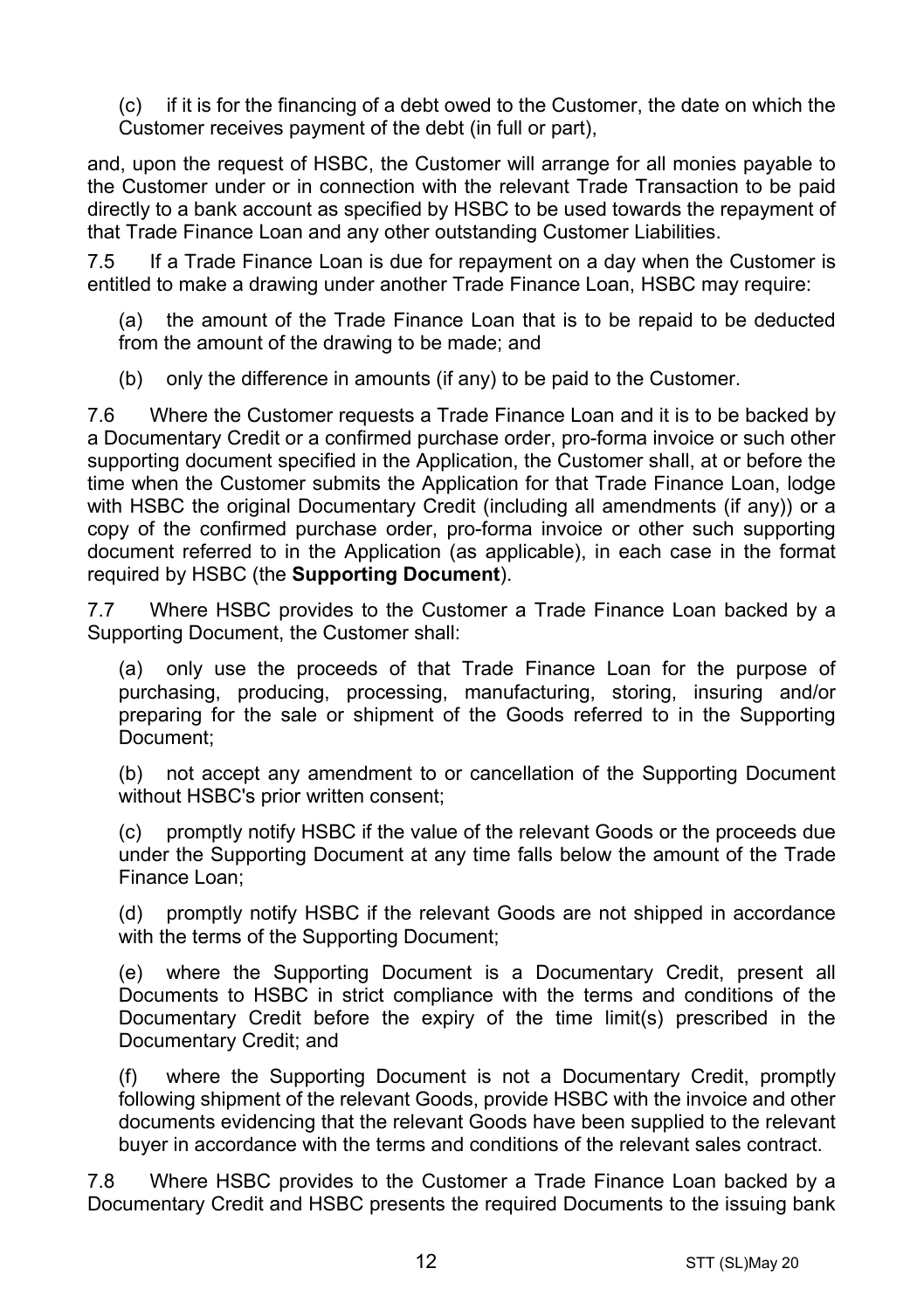(c) if it is for the financing of a debt owed to the Customer, the date on which the Customer receives payment of the debt (in full or part),

and, upon the request of HSBC, the Customer will arrange for all monies payable to the Customer under or in connection with the relevant Trade Transaction to be paid directly to a bank account as specified by HSBC to be used towards the repayment of that Trade Finance Loan and any other outstanding Customer Liabilities.

7.5 If a Trade Finance Loan is due for repayment on a day when the Customer is entitled to make a drawing under another Trade Finance Loan, HSBC may require:

(a) the amount of the Trade Finance Loan that is to be repaid to be deducted from the amount of the drawing to be made; and

(b) only the difference in amounts (if any) to be paid to the Customer.

7.6 Where the Customer requests a Trade Finance Loan and it is to be backed by a Documentary Credit or a confirmed purchase order, pro-forma invoice or such other supporting document specified in the Application, the Customer shall, at or before the time when the Customer submits the Application for that Trade Finance Loan, lodge with HSBC the original Documentary Credit (including all amendments (if any)) or a copy of the confirmed purchase order, pro-forma invoice or other such supporting document referred to in the Application (as applicable), in each case in the format required by HSBC (the **Supporting Document**).

7.7 Where HSBC provides to the Customer a Trade Finance Loan backed by a Supporting Document, the Customer shall:

(a) only use the proceeds of that Trade Finance Loan for the purpose of purchasing, producing, processing, manufacturing, storing, insuring and/or preparing for the sale or shipment of the Goods referred to in the Supporting Document;

(b) not accept any amendment to or cancellation of the Supporting Document without HSBC's prior written consent;

(c) promptly notify HSBC if the value of the relevant Goods or the proceeds due under the Supporting Document at any time falls below the amount of the Trade Finance Loan;

(d) promptly notify HSBC if the relevant Goods are not shipped in accordance with the terms of the Supporting Document;

(e) where the Supporting Document is a Documentary Credit, present all Documents to HSBC in strict compliance with the terms and conditions of the Documentary Credit before the expiry of the time limit(s) prescribed in the Documentary Credit; and

(f) where the Supporting Document is not a Documentary Credit, promptly following shipment of the relevant Goods, provide HSBC with the invoice and other documents evidencing that the relevant Goods have been supplied to the relevant buyer in accordance with the terms and conditions of the relevant sales contract.

7.8 Where HSBC provides to the Customer a Trade Finance Loan backed by a Documentary Credit and HSBC presents the required Documents to the issuing bank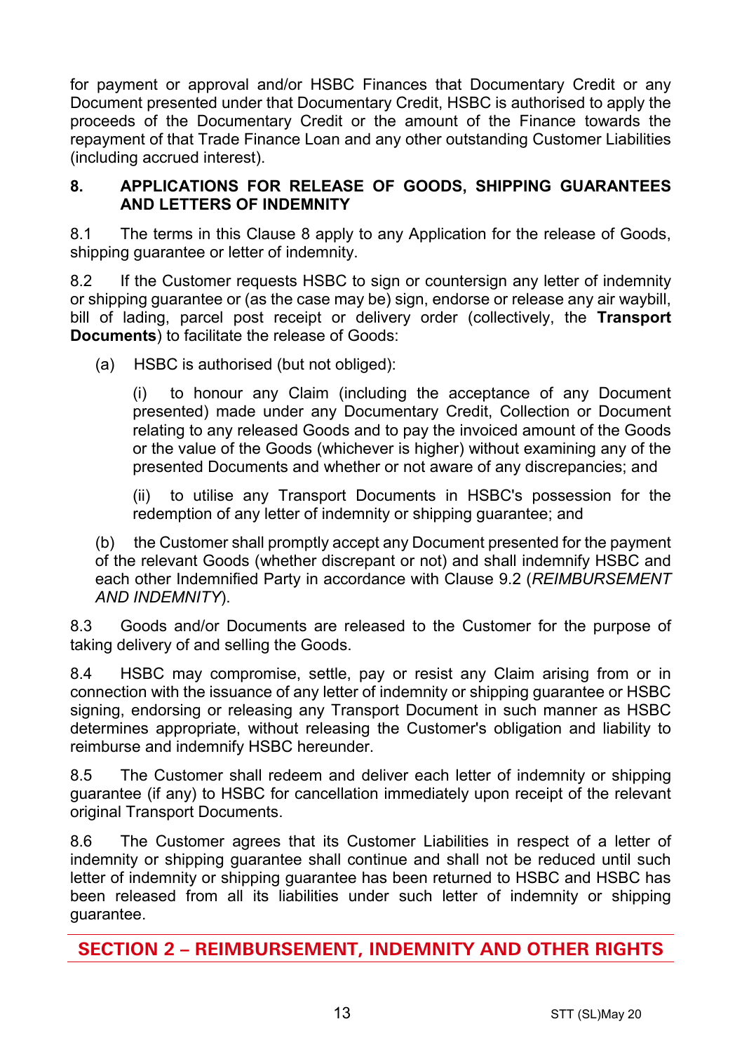for payment or approval and/or HSBC Finances that Documentary Credit or any Document presented under that Documentary Credit, HSBC is authorised to apply the proceeds of the Documentary Credit or the amount of the Finance towards the repayment of that Trade Finance Loan and any other outstanding Customer Liabilities (including accrued interest).

### 8. APPLICATIONS FOR RELEASE OF GOODS, SHIPPING GUARANTEES AND LETTERS OF INDEMNITY

8.1 The terms in this Clause 8 apply to any Application for the release of Goods, shipping guarantee or letter of indemnity.

8.2 If the Customer requests HSBC to sign or countersign any letter of indemnity or shipping guarantee or (as the case may be) sign, endorse or release any air waybill, bill of lading, parcel post receipt or delivery order (collectively, the **Transport Documents**) to facilitate the release of Goods:

(a) HSBC is authorised (but not obliged):

(i) to honour any Claim (including the acceptance of any Document presented) made under any Documentary Credit, Collection or Document relating to any released Goods and to pay the invoiced amount of the Goods or the value of the Goods (whichever is higher) without examining any of the presented Documents and whether or not aware of any discrepancies; and

(ii) to utilise any Transport Documents in HSBC's possession for the redemption of any letter of indemnity or shipping guarantee; and

(b) the Customer shall promptly accept any Document presented for the payment of the relevant Goods (whether discrepant or not) and shall indemnify HSBC and each other Indemnified Party in accordance with Clause 9.2 (*REIMBURSEMENT AND INDEMNITY*).

8.3 Goods and/or Documents are released to the Customer for the purpose of taking delivery of and selling the Goods.

8.4 HSBC may compromise, settle, pay or resist any Claim arising from or in connection with the issuance of any letter of indemnity or shipping guarantee or HSBC signing, endorsing or releasing any Transport Document in such manner as HSBC determines appropriate, without releasing the Customer's obligation and liability to reimburse and indemnify HSBC hereunder.

8.5 The Customer shall redeem and deliver each letter of indemnity or shipping guarantee (if any) to HSBC for cancellation immediately upon receipt of the relevant original Transport Documents.

8.6 The Customer agrees that its Customer Liabilities in respect of a letter of indemnity or shipping guarantee shall continue and shall not be reduced until such letter of indemnity or shipping guarantee has been returned to HSBC and HSBC has been released from all its liabilities under such letter of indemnity or shipping guarantee.

## SECTION 2 – REIMBURSEMENT, INDEMNITY AND OTHER RIGHTS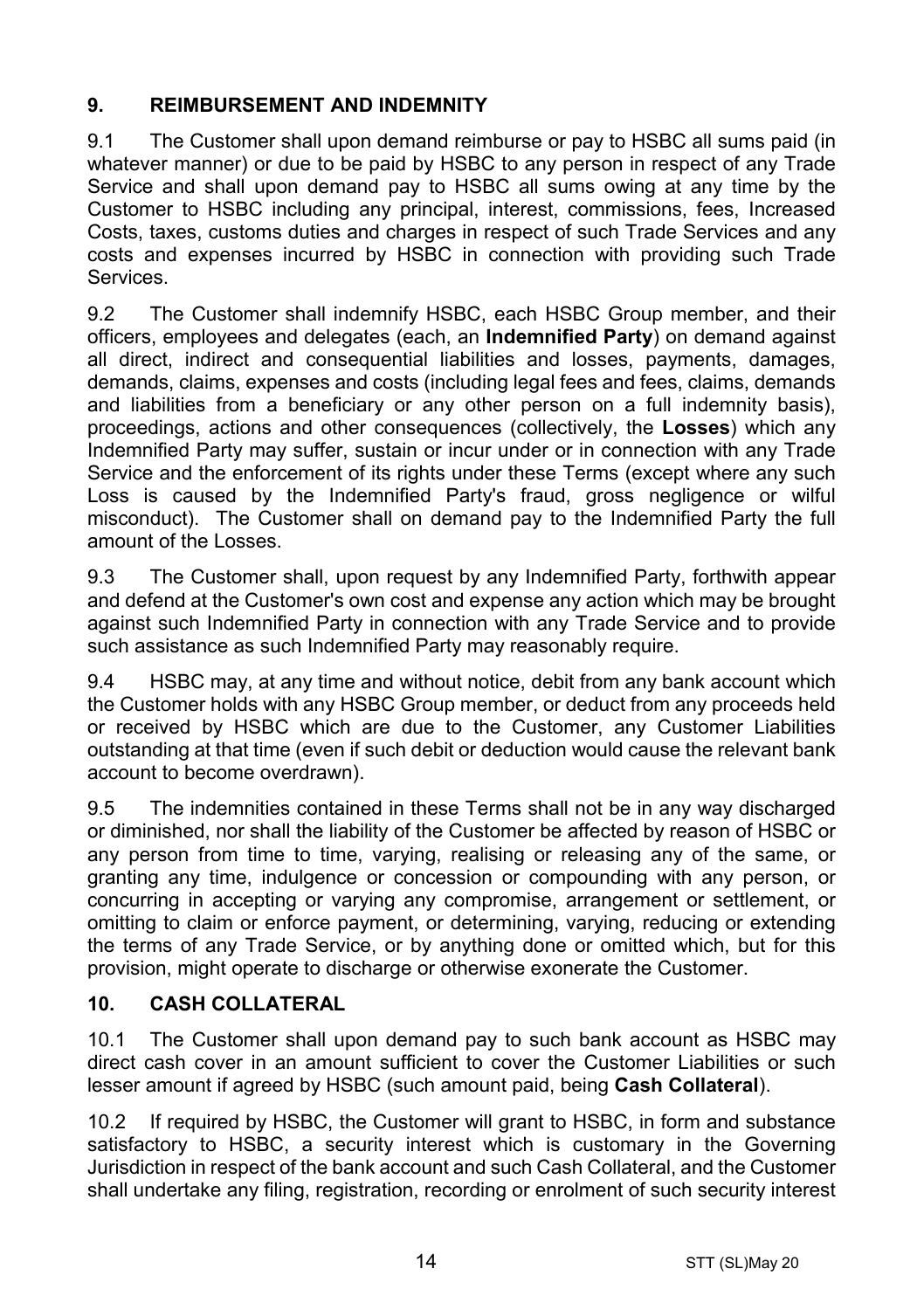## 9. REIMBURSEMENT AND INDEMNITY

9.1 The Customer shall upon demand reimburse or pay to HSBC all sums paid (in whatever manner) or due to be paid by HSBC to any person in respect of any Trade Service and shall upon demand pay to HSBC all sums owing at any time by the Customer to HSBC including any principal, interest, commissions, fees, Increased Costs, taxes, customs duties and charges in respect of such Trade Services and any costs and expenses incurred by HSBC in connection with providing such Trade Services.

9.2 The Customer shall indemnify HSBC, each HSBC Group member, and their officers, employees and delegates (each, an **Indemnified Party**) on demand against all direct, indirect and consequential liabilities and losses, payments, damages, demands, claims, expenses and costs (including legal fees and fees, claims, demands and liabilities from a beneficiary or any other person on a full indemnity basis), proceedings, actions and other consequences (collectively, the **Losses**) which any Indemnified Party may suffer, sustain or incur under or in connection with any Trade Service and the enforcement of its rights under these Terms (except where any such Loss is caused by the Indemnified Party's fraud, gross negligence or wilful misconduct). The Customer shall on demand pay to the Indemnified Party the full amount of the Losses.

9.3 The Customer shall, upon request by any Indemnified Party, forthwith appear and defend at the Customer's own cost and expense any action which may be brought against such Indemnified Party in connection with any Trade Service and to provide such assistance as such Indemnified Party may reasonably require.

9.4 HSBC may, at any time and without notice, debit from any bank account which the Customer holds with any HSBC Group member, or deduct from any proceeds held or received by HSBC which are due to the Customer, any Customer Liabilities outstanding at that time (even if such debit or deduction would cause the relevant bank account to become overdrawn).

9.5 The indemnities contained in these Terms shall not be in any way discharged or diminished, nor shall the liability of the Customer be affected by reason of HSBC or any person from time to time, varying, realising or releasing any of the same, or granting any time, indulgence or concession or compounding with any person, or concurring in accepting or varying any compromise, arrangement or settlement, or omitting to claim or enforce payment, or determining, varying, reducing or extending the terms of any Trade Service, or by anything done or omitted which, but for this provision, might operate to discharge or otherwise exonerate the Customer.

## 10. CASH COLLATERAL

10.1 The Customer shall upon demand pay to such bank account as HSBC may direct cash cover in an amount sufficient to cover the Customer Liabilities or such lesser amount if agreed by HSBC (such amount paid, being **Cash Collateral**).

10.2 If required by HSBC, the Customer will grant to HSBC, in form and substance satisfactory to HSBC, a security interest which is customary in the Governing Jurisdiction in respect of the bank account and such Cash Collateral, and the Customer shall undertake any filing, registration, recording or enrolment of such security interest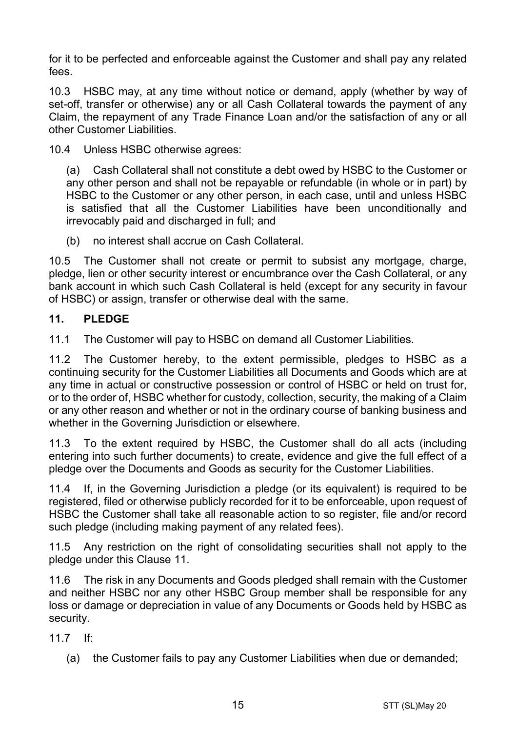for it to be perfected and enforceable against the Customer and shall pay any related fees.

10.3 HSBC may, at any time without notice or demand, apply (whether by way of set-off, transfer or otherwise) any or all Cash Collateral towards the payment of any Claim, the repayment of any Trade Finance Loan and/or the satisfaction of any or all other Customer Liabilities.

10.4 Unless HSBC otherwise agrees:

(a) Cash Collateral shall not constitute a debt owed by HSBC to the Customer or any other person and shall not be repayable or refundable (in whole or in part) by HSBC to the Customer or any other person, in each case, until and unless HSBC is satisfied that all the Customer Liabilities have been unconditionally and irrevocably paid and discharged in full; and

(b) no interest shall accrue on Cash Collateral.

10.5 The Customer shall not create or permit to subsist any mortgage, charge, pledge, lien or other security interest or encumbrance over the Cash Collateral, or any bank account in which such Cash Collateral is held (except for any security in favour of HSBC) or assign, transfer or otherwise deal with the same.

## 11. PLEDGE

11.1 The Customer will pay to HSBC on demand all Customer Liabilities.

11.2 The Customer hereby, to the extent permissible, pledges to HSBC as a continuing security for the Customer Liabilities all Documents and Goods which are at any time in actual or constructive possession or control of HSBC or held on trust for, or to the order of, HSBC whether for custody, collection, security, the making of a Claim or any other reason and whether or not in the ordinary course of banking business and whether in the Governing Jurisdiction or elsewhere.

11.3 To the extent required by HSBC, the Customer shall do all acts (including entering into such further documents) to create, evidence and give the full effect of a pledge over the Documents and Goods as security for the Customer Liabilities.

11.4 If, in the Governing Jurisdiction a pledge (or its equivalent) is required to be registered, filed or otherwise publicly recorded for it to be enforceable, upon request of HSBC the Customer shall take all reasonable action to so register, file and/or record such pledge (including making payment of any related fees).

11.5 Any restriction on the right of consolidating securities shall not apply to the pledge under this Clause 11.

11.6 The risk in any Documents and Goods pledged shall remain with the Customer and neither HSBC nor any other HSBC Group member shall be responsible for any loss or damage or depreciation in value of any Documents or Goods held by HSBC as security.

11.7 If:

(a) the Customer fails to pay any Customer Liabilities when due or demanded;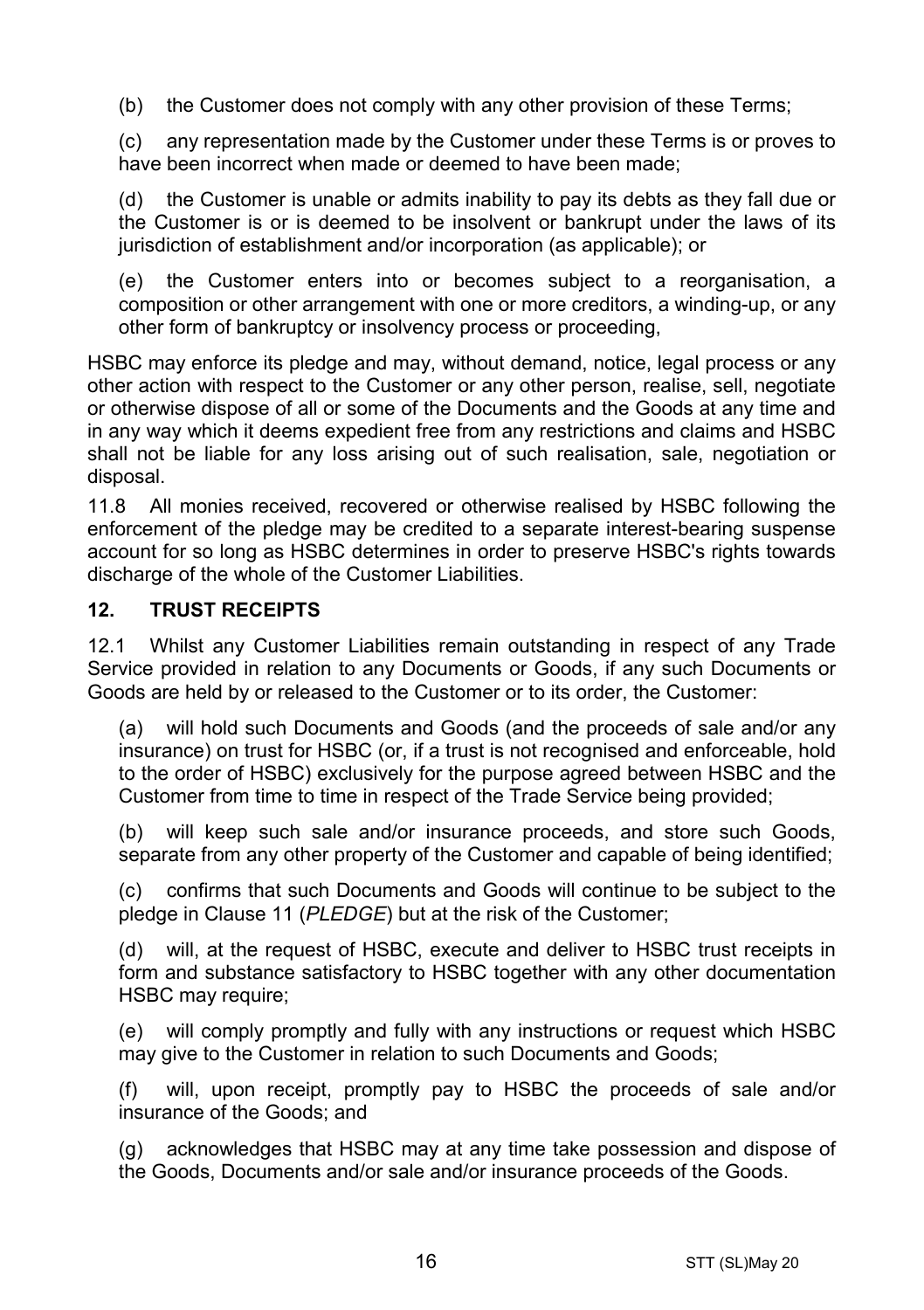(b) the Customer does not comply with any other provision of these Terms;

(c) any representation made by the Customer under these Terms is or proves to have been incorrect when made or deemed to have been made;

(d) the Customer is unable or admits inability to pay its debts as they fall due or the Customer is or is deemed to be insolvent or bankrupt under the laws of its jurisdiction of establishment and/or incorporation (as applicable); or

(e) the Customer enters into or becomes subject to a reorganisation, a composition or other arrangement with one or more creditors, a winding-up, or any other form of bankruptcy or insolvency process or proceeding,

HSBC may enforce its pledge and may, without demand, notice, legal process or any other action with respect to the Customer or any other person, realise, sell, negotiate or otherwise dispose of all or some of the Documents and the Goods at any time and in any way which it deems expedient free from any restrictions and claims and HSBC shall not be liable for any loss arising out of such realisation, sale, negotiation or disposal.

11.8 All monies received, recovered or otherwise realised by HSBC following the enforcement of the pledge may be credited to a separate interest-bearing suspense account for so long as HSBC determines in order to preserve HSBC's rights towards discharge of the whole of the Customer Liabilities.

## 12. TRUST RECEIPTS

12.1 Whilst any Customer Liabilities remain outstanding in respect of any Trade Service provided in relation to any Documents or Goods, if any such Documents or Goods are held by or released to the Customer or to its order, the Customer:

(a) will hold such Documents and Goods (and the proceeds of sale and/or any insurance) on trust for HSBC (or, if a trust is not recognised and enforceable, hold to the order of HSBC) exclusively for the purpose agreed between HSBC and the Customer from time to time in respect of the Trade Service being provided;

(b) will keep such sale and/or insurance proceeds, and store such Goods, separate from any other property of the Customer and capable of being identified;

(c) confirms that such Documents and Goods will continue to be subject to the pledge in Clause 11 (*PLEDGE*) but at the risk of the Customer;

(d) will, at the request of HSBC, execute and deliver to HSBC trust receipts in form and substance satisfactory to HSBC together with any other documentation HSBC may require;

(e) will comply promptly and fully with any instructions or request which HSBC may give to the Customer in relation to such Documents and Goods;

(f) will, upon receipt, promptly pay to HSBC the proceeds of sale and/or insurance of the Goods; and

(g) acknowledges that HSBC may at any time take possession and dispose of the Goods, Documents and/or sale and/or insurance proceeds of the Goods.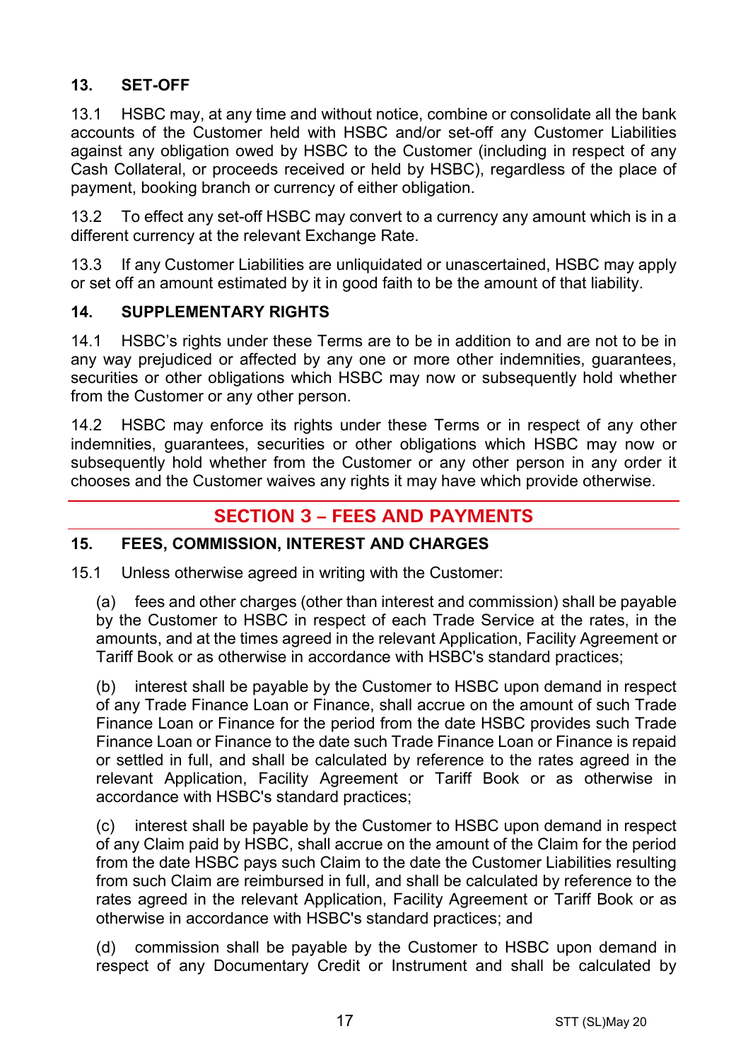### 13. SET-OFF

13.1 HSBC may, at any time and without notice, combine or consolidate all the bank accounts of the Customer held with HSBC and/or set-off any Customer Liabilities against any obligation owed by HSBC to the Customer (including in respect of any Cash Collateral, or proceeds received or held by HSBC), regardless of the place of payment, booking branch or currency of either obligation.

13.2 To effect any set-off HSBC may convert to a currency any amount which is in a different currency at the relevant Exchange Rate.

13.3 If any Customer Liabilities are unliquidated or unascertained, HSBC may apply or set off an amount estimated by it in good faith to be the amount of that liability.

### 14. SUPPLEMENTARY RIGHTS

14.1 HSBC's rights under these Terms are to be in addition to and are not to be in any way prejudiced or affected by any one or more other indemnities, guarantees, securities or other obligations which HSBC may now or subsequently hold whether from the Customer or any other person.

14.2 HSBC may enforce its rights under these Terms or in respect of any other indemnities, guarantees, securities or other obligations which HSBC may now or subsequently hold whether from the Customer or any other person in any order it chooses and the Customer waives any rights it may have which provide otherwise.

## SECTION 3 – FEES AND PAYMENTS

### 15. FEES, COMMISSION, INTEREST AND CHARGES

15.1 Unless otherwise agreed in writing with the Customer:

(a) fees and other charges (other than interest and commission) shall be payable by the Customer to HSBC in respect of each Trade Service at the rates, in the amounts, and at the times agreed in the relevant Application, Facility Agreement or Tariff Book or as otherwise in accordance with HSBC's standard practices;

(b) interest shall be payable by the Customer to HSBC upon demand in respect of any Trade Finance Loan or Finance, shall accrue on the amount of such Trade Finance Loan or Finance for the period from the date HSBC provides such Trade Finance Loan or Finance to the date such Trade Finance Loan or Finance is repaid or settled in full, and shall be calculated by reference to the rates agreed in the relevant Application, Facility Agreement or Tariff Book or as otherwise in accordance with HSBC's standard practices;

(c) interest shall be payable by the Customer to HSBC upon demand in respect of any Claim paid by HSBC, shall accrue on the amount of the Claim for the period from the date HSBC pays such Claim to the date the Customer Liabilities resulting from such Claim are reimbursed in full, and shall be calculated by reference to the rates agreed in the relevant Application, Facility Agreement or Tariff Book or as otherwise in accordance with HSBC's standard practices; and

(d) commission shall be payable by the Customer to HSBC upon demand in respect of any Documentary Credit or Instrument and shall be calculated by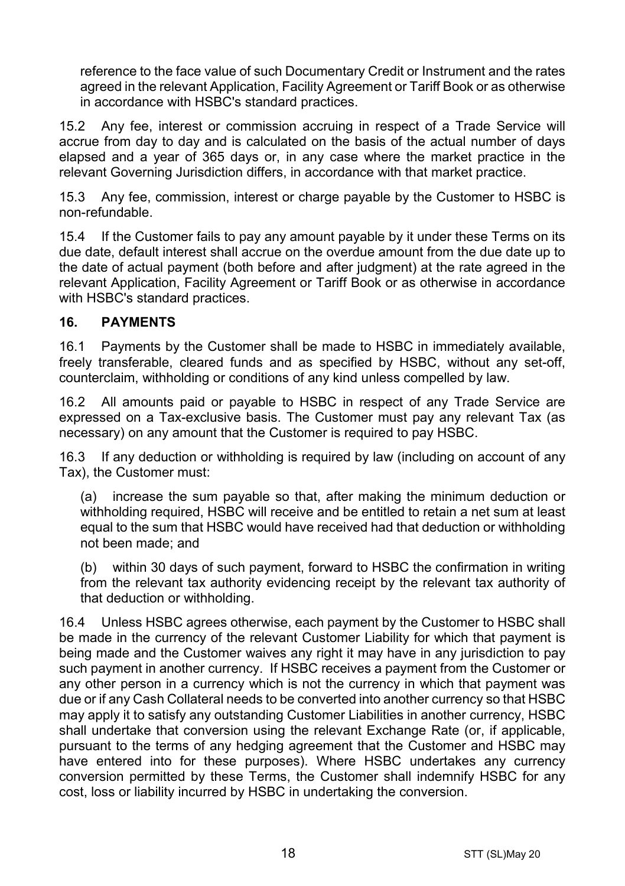reference to the face value of such Documentary Credit or Instrument and the rates agreed in the relevant Application, Facility Agreement or Tariff Book or as otherwise in accordance with HSBC's standard practices.

15.2 Any fee, interest or commission accruing in respect of a Trade Service will accrue from day to day and is calculated on the basis of the actual number of days elapsed and a year of 365 days or, in any case where the market practice in the relevant Governing Jurisdiction differs, in accordance with that market practice.

15.3 Any fee, commission, interest or charge payable by the Customer to HSBC is non-refundable.

15.4 If the Customer fails to pay any amount payable by it under these Terms on its due date, default interest shall accrue on the overdue amount from the due date up to the date of actual payment (both before and after judgment) at the rate agreed in the relevant Application, Facility Agreement or Tariff Book or as otherwise in accordance with HSBC's standard practices.

## 16. PAYMENTS

16.1 Payments by the Customer shall be made to HSBC in immediately available, freely transferable, cleared funds and as specified by HSBC, without any set-off, counterclaim, withholding or conditions of any kind unless compelled by law.

16.2 All amounts paid or payable to HSBC in respect of any Trade Service are expressed on a Tax-exclusive basis. The Customer must pay any relevant Tax (as necessary) on any amount that the Customer is required to pay HSBC.

16.3 If any deduction or withholding is required by law (including on account of any Tax), the Customer must:

(a) increase the sum payable so that, after making the minimum deduction or withholding required, HSBC will receive and be entitled to retain a net sum at least equal to the sum that HSBC would have received had that deduction or withholding not been made; and

(b) within 30 days of such payment, forward to HSBC the confirmation in writing from the relevant tax authority evidencing receipt by the relevant tax authority of that deduction or withholding.

16.4 Unless HSBC agrees otherwise, each payment by the Customer to HSBC shall be made in the currency of the relevant Customer Liability for which that payment is being made and the Customer waives any right it may have in any jurisdiction to pay such payment in another currency. If HSBC receives a payment from the Customer or any other person in a currency which is not the currency in which that payment was due or if any Cash Collateral needs to be converted into another currency so that HSBC may apply it to satisfy any outstanding Customer Liabilities in another currency, HSBC shall undertake that conversion using the relevant Exchange Rate (or, if applicable, pursuant to the terms of any hedging agreement that the Customer and HSBC may have entered into for these purposes). Where HSBC undertakes any currency conversion permitted by these Terms, the Customer shall indemnify HSBC for any cost, loss or liability incurred by HSBC in undertaking the conversion.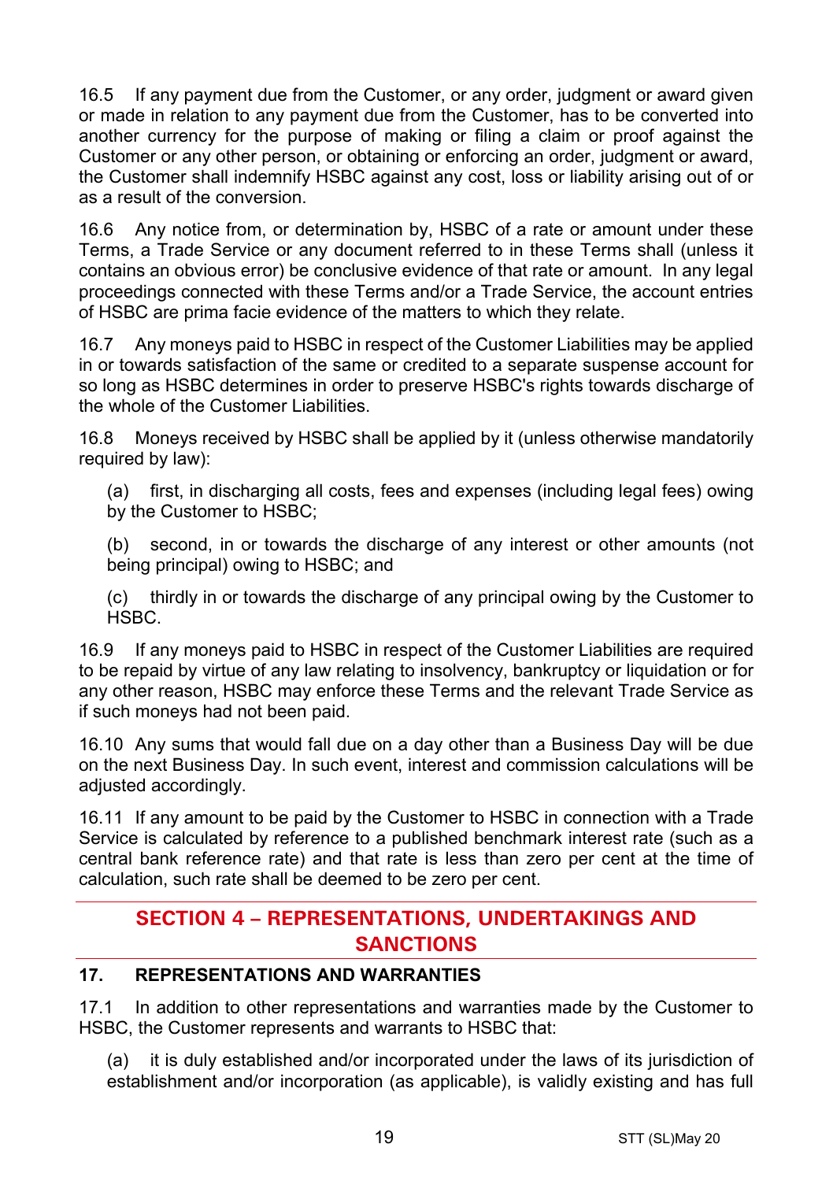16.5 If any payment due from the Customer, or any order, judgment or award given or made in relation to any payment due from the Customer, has to be converted into another currency for the purpose of making or filing a claim or proof against the Customer or any other person, or obtaining or enforcing an order, judgment or award, the Customer shall indemnify HSBC against any cost, loss or liability arising out of or as a result of the conversion.

16.6 Any notice from, or determination by, HSBC of a rate or amount under these Terms, a Trade Service or any document referred to in these Terms shall (unless it contains an obvious error) be conclusive evidence of that rate or amount. In any legal proceedings connected with these Terms and/or a Trade Service, the account entries of HSBC are prima facie evidence of the matters to which they relate.

16.7 Any moneys paid to HSBC in respect of the Customer Liabilities may be applied in or towards satisfaction of the same or credited to a separate suspense account for so long as HSBC determines in order to preserve HSBC's rights towards discharge of the whole of the Customer Liabilities.

16.8 Moneys received by HSBC shall be applied by it (unless otherwise mandatorily required by law):

(a) first, in discharging all costs, fees and expenses (including legal fees) owing by the Customer to HSBC;

(b) second, in or towards the discharge of any interest or other amounts (not being principal) owing to HSBC; and

(c) thirdly in or towards the discharge of any principal owing by the Customer to HSBC.

16.9 If any moneys paid to HSBC in respect of the Customer Liabilities are required to be repaid by virtue of any law relating to insolvency, bankruptcy or liquidation or for any other reason, HSBC may enforce these Terms and the relevant Trade Service as if such moneys had not been paid.

16.10 Any sums that would fall due on a day other than a Business Day will be due on the next Business Day. In such event, interest and commission calculations will be adjusted accordingly.

16.11 If any amount to be paid by the Customer to HSBC in connection with a Trade Service is calculated by reference to a published benchmark interest rate (such as a central bank reference rate) and that rate is less than zero per cent at the time of calculation, such rate shall be deemed to be zero per cent.

## SECTION 4 – REPRESENTATIONS, UNDERTAKINGS AND SANCTIONS

### 17. REPRESENTATIONS AND WARRANTIES

17.1 In addition to other representations and warranties made by the Customer to HSBC, the Customer represents and warrants to HSBC that:

(a) it is duly established and/or incorporated under the laws of its jurisdiction of establishment and/or incorporation (as applicable), is validly existing and has full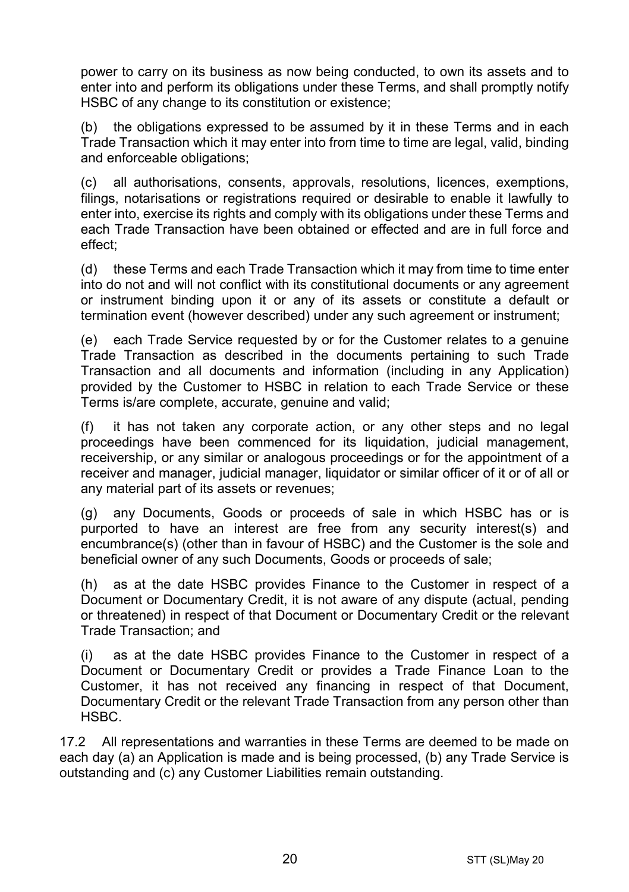power to carry on its business as now being conducted, to own its assets and to enter into and perform its obligations under these Terms, and shall promptly notify HSBC of any change to its constitution or existence;

(b) the obligations expressed to be assumed by it in these Terms and in each Trade Transaction which it may enter into from time to time are legal, valid, binding and enforceable obligations;

(c) all authorisations, consents, approvals, resolutions, licences, exemptions, filings, notarisations or registrations required or desirable to enable it lawfully to enter into, exercise its rights and comply with its obligations under these Terms and each Trade Transaction have been obtained or effected and are in full force and effect;

(d) these Terms and each Trade Transaction which it may from time to time enter into do not and will not conflict with its constitutional documents or any agreement or instrument binding upon it or any of its assets or constitute a default or termination event (however described) under any such agreement or instrument;

(e) each Trade Service requested by or for the Customer relates to a genuine Trade Transaction as described in the documents pertaining to such Trade Transaction and all documents and information (including in any Application) provided by the Customer to HSBC in relation to each Trade Service or these Terms is/are complete, accurate, genuine and valid;

(f) it has not taken any corporate action, or any other steps and no legal proceedings have been commenced for its liquidation, judicial management, receivership, or any similar or analogous proceedings or for the appointment of a receiver and manager, judicial manager, liquidator or similar officer of it or of all or any material part of its assets or revenues;

(g) any Documents, Goods or proceeds of sale in which HSBC has or is purported to have an interest are free from any security interest(s) and encumbrance(s) (other than in favour of HSBC) and the Customer is the sole and beneficial owner of any such Documents, Goods or proceeds of sale;

(h) as at the date HSBC provides Finance to the Customer in respect of a Document or Documentary Credit, it is not aware of any dispute (actual, pending or threatened) in respect of that Document or Documentary Credit or the relevant Trade Transaction; and

(i) as at the date HSBC provides Finance to the Customer in respect of a Document or Documentary Credit or provides a Trade Finance Loan to the Customer, it has not received any financing in respect of that Document, Documentary Credit or the relevant Trade Transaction from any person other than HSBC.

17.2 All representations and warranties in these Terms are deemed to be made on each day (a) an Application is made and is being processed, (b) any Trade Service is outstanding and (c) any Customer Liabilities remain outstanding.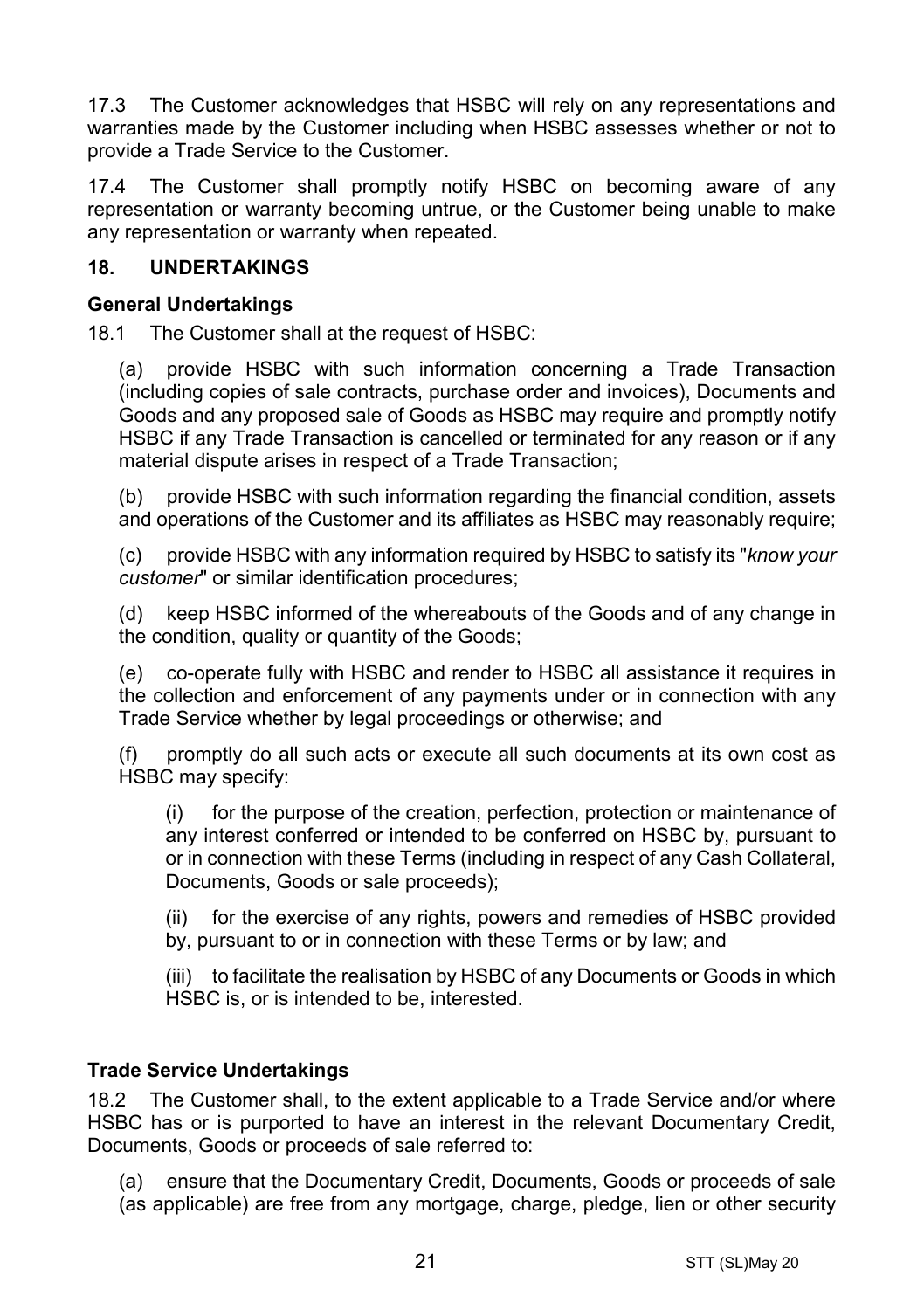17.3 The Customer acknowledges that HSBC will rely on any representations and warranties made by the Customer including when HSBC assesses whether or not to provide a Trade Service to the Customer.

17.4 The Customer shall promptly notify HSBC on becoming aware of any representation or warranty becoming untrue, or the Customer being unable to make any representation or warranty when repeated.

## 18. UNDERTAKINGS

**General Undertakings**

18.1 The Customer shall at the request of HSBC:

(a) provide HSBC with such information concerning a Trade Transaction (including copies of sale contracts, purchase order and invoices), Documents and Goods and any proposed sale of Goods as HSBC may require and promptly notify HSBC if any Trade Transaction is cancelled or terminated for any reason or if any material dispute arises in respect of a Trade Transaction;

(b) provide HSBC with such information regarding the financial condition, assets and operations of the Customer and its affiliates as HSBC may reasonably require;

(c) provide HSBC with any information required by HSBC to satisfy its "*know your customer*" or similar identification procedures;

(d) keep HSBC informed of the whereabouts of the Goods and of any change in the condition, quality or quantity of the Goods;

(e) co-operate fully with HSBC and render to HSBC all assistance it requires in the collection and enforcement of any payments under or in connection with any Trade Service whether by legal proceedings or otherwise; and

(f) promptly do all such acts or execute all such documents at its own cost as HSBC may specify:

(i) for the purpose of the creation, perfection, protection or maintenance of any interest conferred or intended to be conferred on HSBC by, pursuant to or in connection with these Terms (including in respect of any Cash Collateral, Documents, Goods or sale proceeds);

(ii) for the exercise of any rights, powers and remedies of HSBC provided by, pursuant to or in connection with these Terms or by law; and

(iii) to facilitate the realisation by HSBC of any Documents or Goods in which HSBC is, or is intended to be, interested.

**Trade Service Undertakings**

18.2 The Customer shall, to the extent applicable to a Trade Service and/or where HSBC has or is purported to have an interest in the relevant Documentary Credit, Documents, Goods or proceeds of sale referred to:

(a) ensure that the Documentary Credit, Documents, Goods or proceeds of sale (as applicable) are free from any mortgage, charge, pledge, lien or other security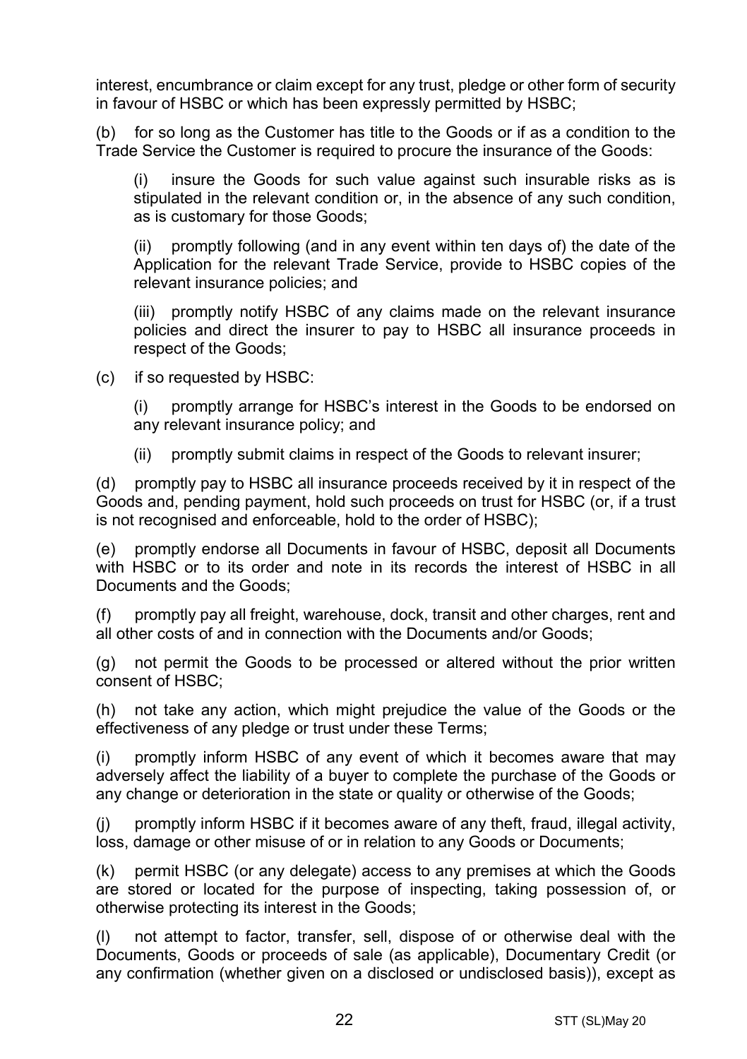interest, encumbrance or claim except for any trust, pledge or other form of security in favour of HSBC or which has been expressly permitted by HSBC;

(b) for so long as the Customer has title to the Goods or if as a condition to the Trade Service the Customer is required to procure the insurance of the Goods:

(i) insure the Goods for such value against such insurable risks as is stipulated in the relevant condition or, in the absence of any such condition, as is customary for those Goods;

(ii) promptly following (and in any event within ten days of) the date of the Application for the relevant Trade Service, provide to HSBC copies of the relevant insurance policies; and

(iii) promptly notify HSBC of any claims made on the relevant insurance policies and direct the insurer to pay to HSBC all insurance proceeds in respect of the Goods;

(c) if so requested by HSBC:

(i) promptly arrange for HSBC's interest in the Goods to be endorsed on any relevant insurance policy; and

(ii) promptly submit claims in respect of the Goods to relevant insurer;

(d) promptly pay to HSBC all insurance proceeds received by it in respect of the Goods and, pending payment, hold such proceeds on trust for HSBC (or, if a trust is not recognised and enforceable, hold to the order of HSBC);

(e) promptly endorse all Documents in favour of HSBC, deposit all Documents with HSBC or to its order and note in its records the interest of HSBC in all Documents and the Goods;

(f) promptly pay all freight, warehouse, dock, transit and other charges, rent and all other costs of and in connection with the Documents and/or Goods;

(g) not permit the Goods to be processed or altered without the prior written consent of HSBC;

(h) not take any action, which might prejudice the value of the Goods or the effectiveness of any pledge or trust under these Terms;

(i) promptly inform HSBC of any event of which it becomes aware that may adversely affect the liability of a buyer to complete the purchase of the Goods or any change or deterioration in the state or quality or otherwise of the Goods;

(j) promptly inform HSBC if it becomes aware of any theft, fraud, illegal activity, loss, damage or other misuse of or in relation to any Goods or Documents;

(k) permit HSBC (or any delegate) access to any premises at which the Goods are stored or located for the purpose of inspecting, taking possession of, or otherwise protecting its interest in the Goods;

(l) not attempt to factor, transfer, sell, dispose of or otherwise deal with the Documents, Goods or proceeds of sale (as applicable), Documentary Credit (or any confirmation (whether given on a disclosed or undisclosed basis)), except as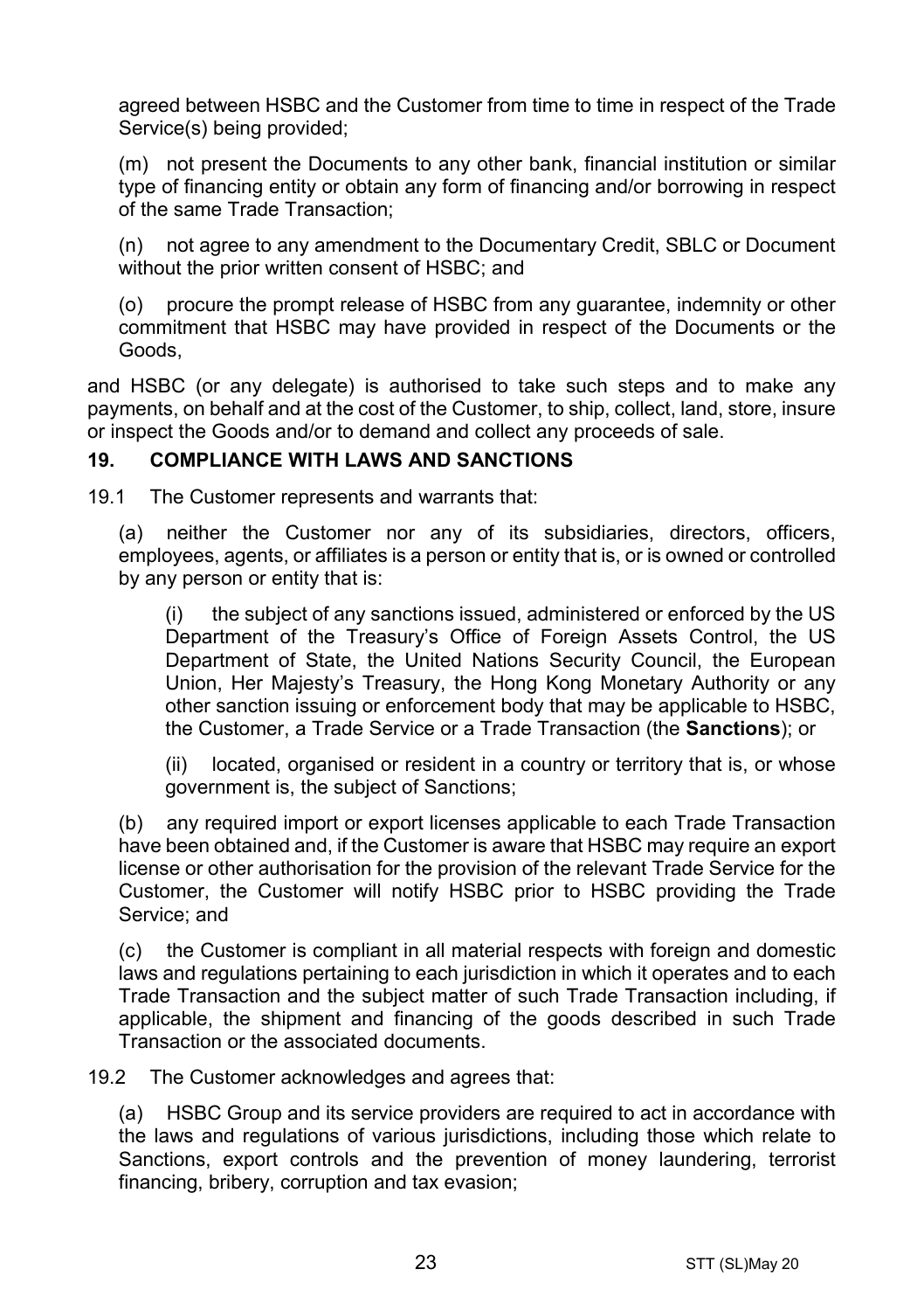agreed between HSBC and the Customer from time to time in respect of the Trade Service(s) being provided;

(m) not present the Documents to any other bank, financial institution or similar type of financing entity or obtain any form of financing and/or borrowing in respect of the same Trade Transaction;

(n) not agree to any amendment to the Documentary Credit, SBLC or Document without the prior written consent of HSBC; and

(o) procure the prompt release of HSBC from any guarantee, indemnity or other commitment that HSBC may have provided in respect of the Documents or the Goods,

and HSBC (or any delegate) is authorised to take such steps and to make any payments, on behalf and at the cost of the Customer, to ship, collect, land, store, insure or inspect the Goods and/or to demand and collect any proceeds of sale.

## 19. COMPLIANCE WITH LAWS AND SANCTIONS

19.1 The Customer represents and warrants that:

(a) neither the Customer nor any of its subsidiaries, directors, officers, employees, agents, or affiliates is a person or entity that is, or is owned or controlled by any person or entity that is:

(i) the subject of any sanctions issued, administered or enforced by the US Department of the Treasury's Office of Foreign Assets Control, the US Department of State, the United Nations Security Council, the European Union, Her Majesty's Treasury, the Hong Kong Monetary Authority or any other sanction issuing or enforcement body that may be applicable to HSBC, the Customer, a Trade Service or a Trade Transaction (the **Sanctions**); or

(ii) located, organised or resident in a country or territory that is, or whose government is, the subject of Sanctions;

(b) any required import or export licenses applicable to each Trade Transaction have been obtained and, if the Customer is aware that HSBC may require an export license or other authorisation for the provision of the relevant Trade Service for the Customer, the Customer will notify HSBC prior to HSBC providing the Trade Service; and

(c) the Customer is compliant in all material respects with foreign and domestic laws and regulations pertaining to each jurisdiction in which it operates and to each Trade Transaction and the subject matter of such Trade Transaction including, if applicable, the shipment and financing of the goods described in such Trade Transaction or the associated documents.

19.2 The Customer acknowledges and agrees that:

(a) HSBC Group and its service providers are required to act in accordance with the laws and regulations of various jurisdictions, including those which relate to Sanctions, export controls and the prevention of money laundering, terrorist financing, bribery, corruption and tax evasion;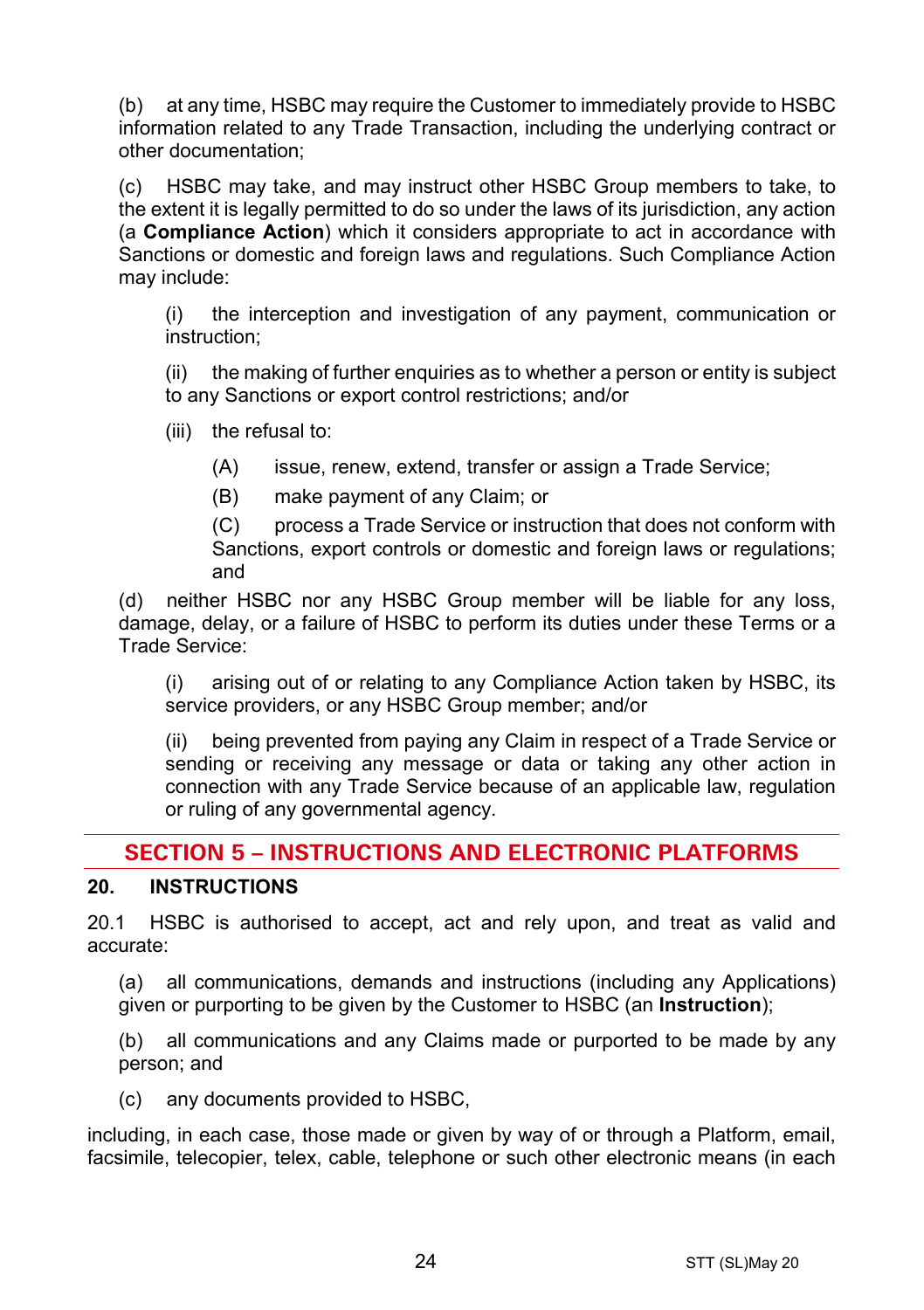(b) at any time, HSBC may require the Customer to immediately provide to HSBC information related to any Trade Transaction, including the underlying contract or other documentation;

(c) HSBC may take, and may instruct other HSBC Group members to take, to the extent it is legally permitted to do so under the laws of its jurisdiction, any action (a **Compliance Action**) which it considers appropriate to act in accordance with Sanctions or domestic and foreign laws and regulations. Such Compliance Action may include:

(i) the interception and investigation of any payment, communication or instruction;

(ii) the making of further enquiries as to whether a person or entity is subject to any Sanctions or export control restrictions; and/or

(iii) the refusal to:

(A) issue, renew, extend, transfer or assign a Trade Service;

(B) make payment of any Claim; or

(C) process a Trade Service or instruction that does not conform with Sanctions, export controls or domestic and foreign laws or regulations; and

(d) neither HSBC nor any HSBC Group member will be liable for any loss, damage, delay, or a failure of HSBC to perform its duties under these Terms or a Trade Service:

(i) arising out of or relating to any Compliance Action taken by HSBC, its service providers, or any HSBC Group member; and/or

(ii) being prevented from paying any Claim in respect of a Trade Service or sending or receiving any message or data or taking any other action in connection with any Trade Service because of an applicable law, regulation or ruling of any governmental agency.

## SECTION 5 – INSTRUCTIONS AND ELECTRONIC PLATFORMS

### 20. INSTRUCTIONS

20.1 HSBC is authorised to accept, act and rely upon, and treat as valid and accurate:

(a) all communications, demands and instructions (including any Applications) given or purporting to be given by the Customer to HSBC (an **Instruction**);

(b) all communications and any Claims made or purported to be made by any person; and

(c) any documents provided to HSBC,

including, in each case, those made or given by way of or through a Platform, email, facsimile, telecopier, telex, cable, telephone or such other electronic means (in each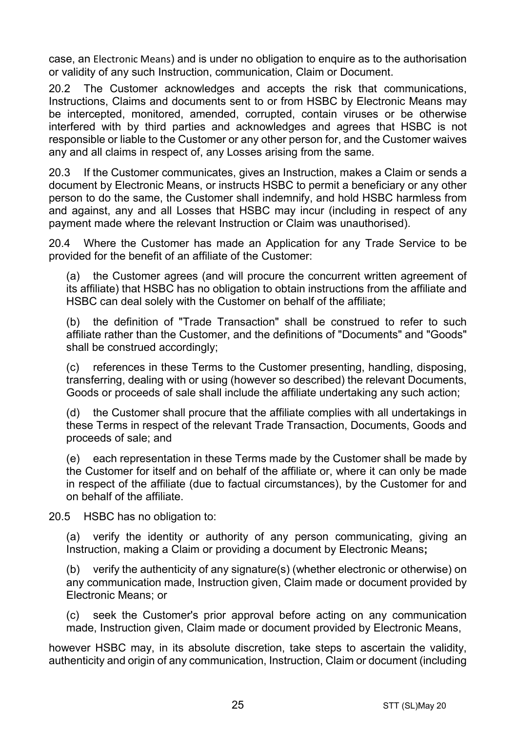case, an Electronic Means) and is under no obligation to enquire as to the authorisation or validity of any such Instruction, communication, Claim or Document.

20.2 The Customer acknowledges and accepts the risk that communications, Instructions, Claims and documents sent to or from HSBC by Electronic Means may be intercepted, monitored, amended, corrupted, contain viruses or be otherwise interfered with by third parties and acknowledges and agrees that HSBC is not responsible or liable to the Customer or any other person for, and the Customer waives any and all claims in respect of, any Losses arising from the same.

20.3 If the Customer communicates, gives an Instruction, makes a Claim or sends a document by Electronic Means, or instructs HSBC to permit a beneficiary or any other person to do the same, the Customer shall indemnify, and hold HSBC harmless from and against, any and all Losses that HSBC may incur (including in respect of any payment made where the relevant Instruction or Claim was unauthorised).

20.4 Where the Customer has made an Application for any Trade Service to be provided for the benefit of an affiliate of the Customer:

(a) the Customer agrees (and will procure the concurrent written agreement of its affiliate) that HSBC has no obligation to obtain instructions from the affiliate and HSBC can deal solely with the Customer on behalf of the affiliate;

(b) the definition of "Trade Transaction" shall be construed to refer to such affiliate rather than the Customer, and the definitions of "Documents" and "Goods" shall be construed accordingly;

(c) references in these Terms to the Customer presenting, handling, disposing, transferring, dealing with or using (however so described) the relevant Documents, Goods or proceeds of sale shall include the affiliate undertaking any such action;

(d) the Customer shall procure that the affiliate complies with all undertakings in these Terms in respect of the relevant Trade Transaction, Documents, Goods and proceeds of sale; and

(e) each representation in these Terms made by the Customer shall be made by the Customer for itself and on behalf of the affiliate or, where it can only be made in respect of the affiliate (due to factual circumstances), by the Customer for and on behalf of the affiliate.

20.5 HSBC has no obligation to:

(a) verify the identity or authority of any person communicating, giving an Instruction, making a Claim or providing a document by Electronic Means**;**

(b) verify the authenticity of any signature(s) (whether electronic or otherwise) on any communication made, Instruction given, Claim made or document provided by Electronic Means; or

(c) seek the Customer's prior approval before acting on any communication made, Instruction given, Claim made or document provided by Electronic Means,

however HSBC may, in its absolute discretion, take steps to ascertain the validity, authenticity and origin of any communication, Instruction, Claim or document (including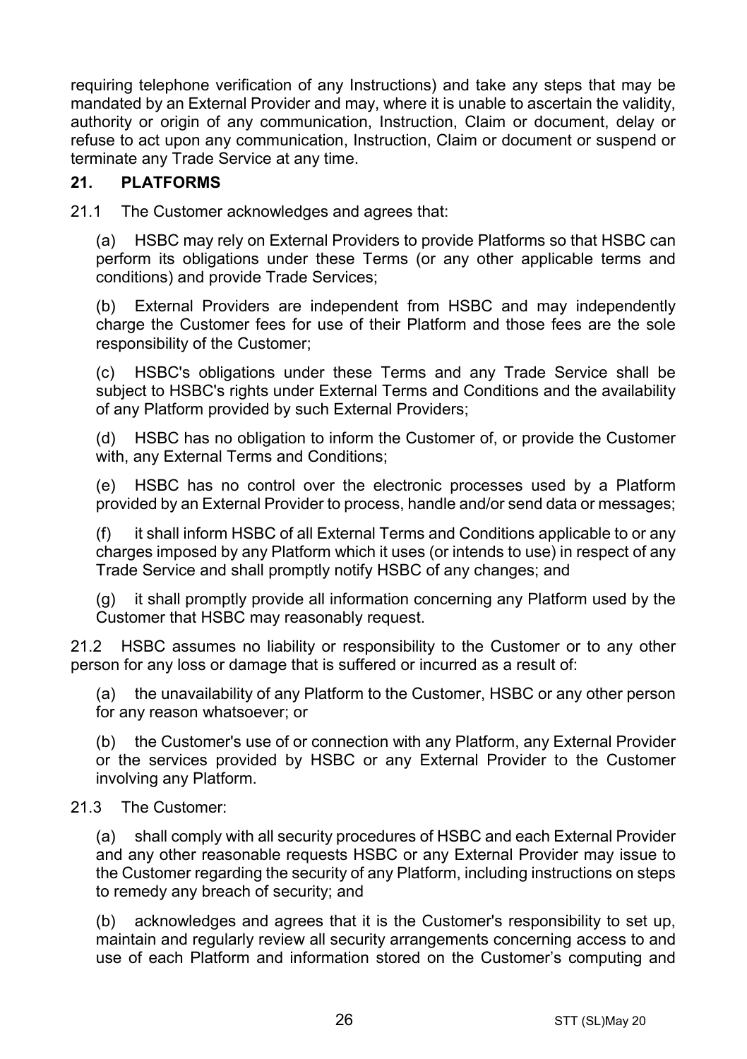requiring telephone verification of any Instructions) and take any steps that may be mandated by an External Provider and may, where it is unable to ascertain the validity, authority or origin of any communication, Instruction, Claim or document, delay or refuse to act upon any communication, Instruction, Claim or document or suspend or terminate any Trade Service at any time.

## 21. PLATFORMS

21.1 The Customer acknowledges and agrees that:

(a) HSBC may rely on External Providers to provide Platforms so that HSBC can perform its obligations under these Terms (or any other applicable terms and conditions) and provide Trade Services;

(b) External Providers are independent from HSBC and may independently charge the Customer fees for use of their Platform and those fees are the sole responsibility of the Customer;

(c) HSBC's obligations under these Terms and any Trade Service shall be subject to HSBC's rights under External Terms and Conditions and the availability of any Platform provided by such External Providers;

(d) HSBC has no obligation to inform the Customer of, or provide the Customer with, any External Terms and Conditions;

(e) HSBC has no control over the electronic processes used by a Platform provided by an External Provider to process, handle and/or send data or messages;

(f) it shall inform HSBC of all External Terms and Conditions applicable to or any charges imposed by any Platform which it uses (or intends to use) in respect of any Trade Service and shall promptly notify HSBC of any changes; and

(g) it shall promptly provide all information concerning any Platform used by the Customer that HSBC may reasonably request.

21.2 HSBC assumes no liability or responsibility to the Customer or to any other person for any loss or damage that is suffered or incurred as a result of:

(a) the unavailability of any Platform to the Customer, HSBC or any other person for any reason whatsoever; or

(b) the Customer's use of or connection with any Platform, any External Provider or the services provided by HSBC or any External Provider to the Customer involving any Platform.

21.3 The Customer:

(a) shall comply with all security procedures of HSBC and each External Provider and any other reasonable requests HSBC or any External Provider may issue to the Customer regarding the security of any Platform, including instructions on steps to remedy any breach of security; and

(b) acknowledges and agrees that it is the Customer's responsibility to set up, maintain and regularly review all security arrangements concerning access to and use of each Platform and information stored on the Customer's computing and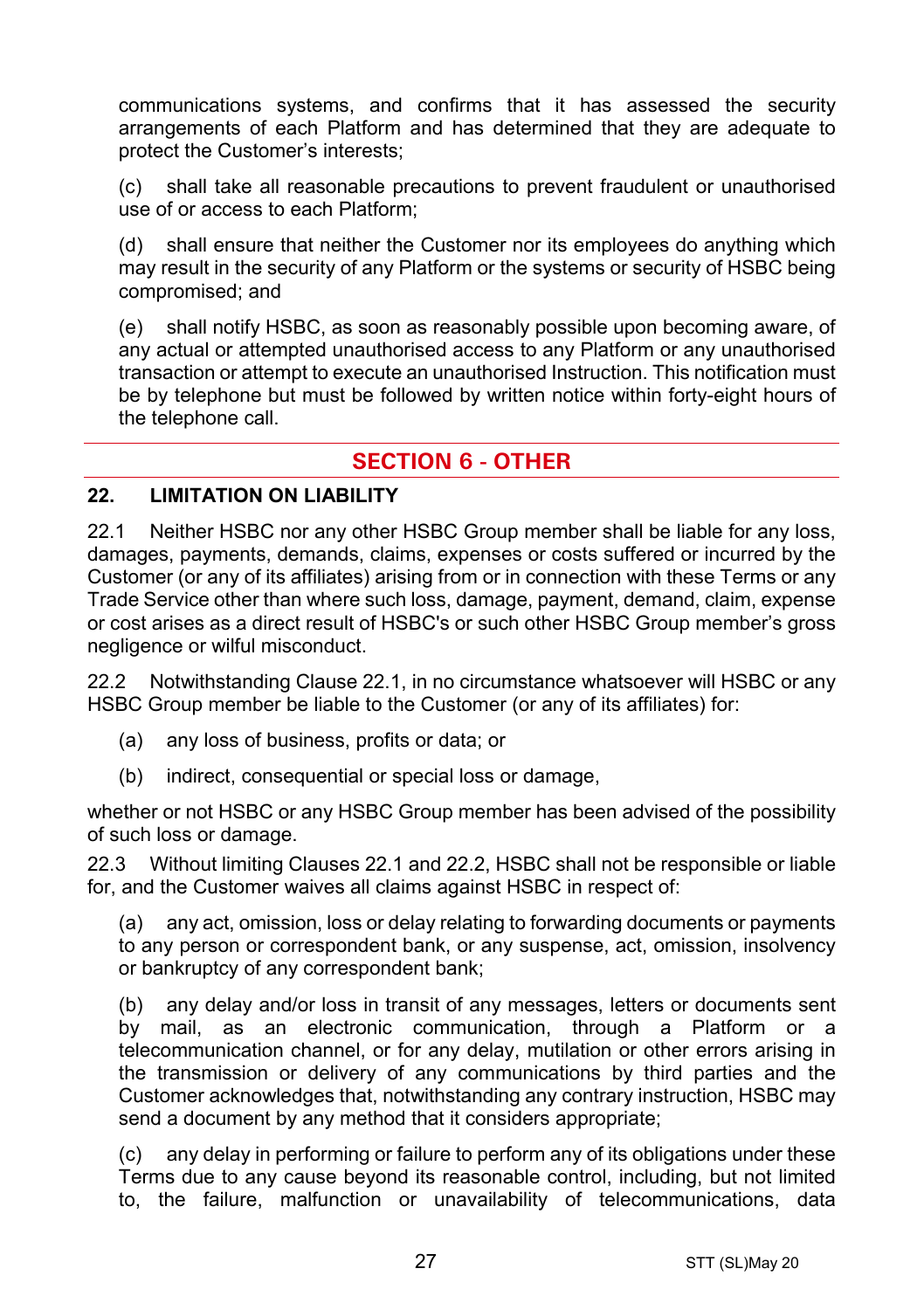communications systems, and confirms that it has assessed the security arrangements of each Platform and has determined that they are adequate to protect the Customer's interests;

(c) shall take all reasonable precautions to prevent fraudulent or unauthorised use of or access to each Platform;

(d) shall ensure that neither the Customer nor its employees do anything which may result in the security of any Platform or the systems or security of HSBC being compromised; and

(e) shall notify HSBC, as soon as reasonably possible upon becoming aware, of any actual or attempted unauthorised access to any Platform or any unauthorised transaction or attempt to execute an unauthorised Instruction. This notification must be by telephone but must be followed by written notice within forty-eight hours of the telephone call.

## SECTION 6 - OTHER

### 22. LIMITATION ON LIABILITY

22.1 Neither HSBC nor any other HSBC Group member shall be liable for any loss, damages, payments, demands, claims, expenses or costs suffered or incurred by the Customer (or any of its affiliates) arising from or in connection with these Terms or any Trade Service other than where such loss, damage, payment, demand, claim, expense or cost arises as a direct result of HSBC's or such other HSBC Group member's gross negligence or wilful misconduct.

22.2 Notwithstanding Clause 22.1, in no circumstance whatsoever will HSBC or any HSBC Group member be liable to the Customer (or any of its affiliates) for:

(a) any loss of business, profits or data; or

(b) indirect, consequential or special loss or damage,

whether or not HSBC or any HSBC Group member has been advised of the possibility of such loss or damage.

22.3 Without limiting Clauses 22.1 and 22.2, HSBC shall not be responsible or liable for, and the Customer waives all claims against HSBC in respect of:

(a) any act, omission, loss or delay relating to forwarding documents or payments to any person or correspondent bank, or any suspense, act, omission, insolvency or bankruptcy of any correspondent bank;

(b) any delay and/or loss in transit of any messages, letters or documents sent by mail, as an electronic communication, through a Platform or a telecommunication channel, or for any delay, mutilation or other errors arising in the transmission or delivery of any communications by third parties and the Customer acknowledges that, notwithstanding any contrary instruction, HSBC may send a document by any method that it considers appropriate;

(c) any delay in performing or failure to perform any of its obligations under these Terms due to any cause beyond its reasonable control, including, but not limited to, the failure, malfunction or unavailability of telecommunications, data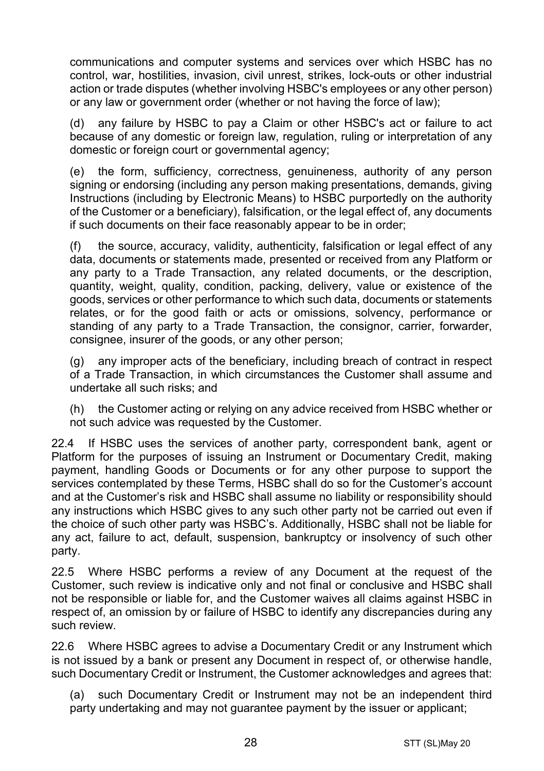communications and computer systems and services over which HSBC has no control, war, hostilities, invasion, civil unrest, strikes, lock-outs or other industrial action or trade disputes (whether involving HSBC's employees or any other person) or any law or government order (whether or not having the force of law);

(d) any failure by HSBC to pay a Claim or other HSBC's act or failure to act because of any domestic or foreign law, regulation, ruling or interpretation of any domestic or foreign court or governmental agency;

(e) the form, sufficiency, correctness, genuineness, authority of any person signing or endorsing (including any person making presentations, demands, giving Instructions (including by Electronic Means) to HSBC purportedly on the authority of the Customer or a beneficiary), falsification, or the legal effect of, any documents if such documents on their face reasonably appear to be in order;

(f) the source, accuracy, validity, authenticity, falsification or legal effect of any data, documents or statements made, presented or received from any Platform or any party to a Trade Transaction, any related documents, or the description, quantity, weight, quality, condition, packing, delivery, value or existence of the goods, services or other performance to which such data, documents or statements relates, or for the good faith or acts or omissions, solvency, performance or standing of any party to a Trade Transaction, the consignor, carrier, forwarder, consignee, insurer of the goods, or any other person;

(g) any improper acts of the beneficiary, including breach of contract in respect of a Trade Transaction, in which circumstances the Customer shall assume and undertake all such risks; and

(h) the Customer acting or relying on any advice received from HSBC whether or not such advice was requested by the Customer.

22.4 If HSBC uses the services of another party, correspondent bank, agent or Platform for the purposes of issuing an Instrument or Documentary Credit, making payment, handling Goods or Documents or for any other purpose to support the services contemplated by these Terms, HSBC shall do so for the Customer's account and at the Customer's risk and HSBC shall assume no liability or responsibility should any instructions which HSBC gives to any such other party not be carried out even if the choice of such other party was HSBC's. Additionally, HSBC shall not be liable for any act, failure to act, default, suspension, bankruptcy or insolvency of such other party.

22.5 Where HSBC performs a review of any Document at the request of the Customer, such review is indicative only and not final or conclusive and HSBC shall not be responsible or liable for, and the Customer waives all claims against HSBC in respect of, an omission by or failure of HSBC to identify any discrepancies during any such review.

22.6 Where HSBC agrees to advise a Documentary Credit or any Instrument which is not issued by a bank or present any Document in respect of, or otherwise handle, such Documentary Credit or Instrument, the Customer acknowledges and agrees that:

(a) such Documentary Credit or Instrument may not be an independent third party undertaking and may not guarantee payment by the issuer or applicant;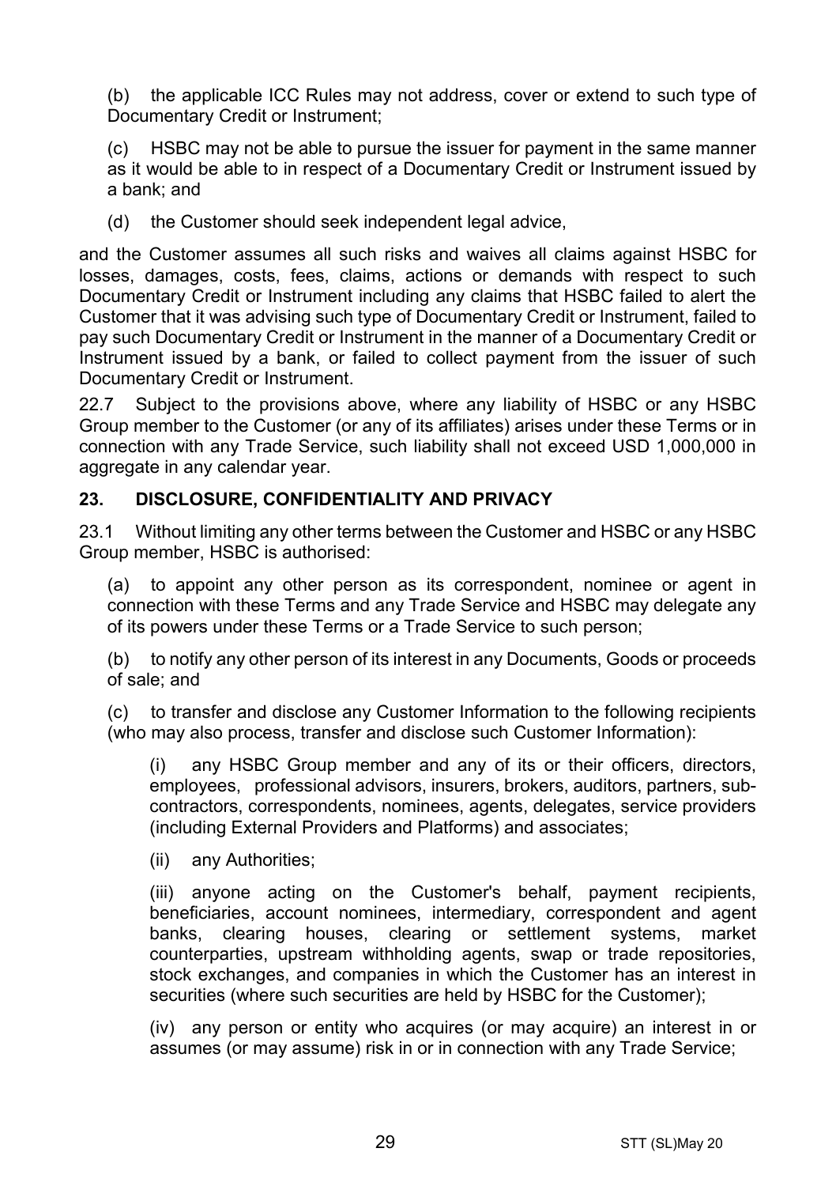(b) the applicable ICC Rules may not address, cover or extend to such type of Documentary Credit or Instrument;

(c) HSBC may not be able to pursue the issuer for payment in the same manner as it would be able to in respect of a Documentary Credit or Instrument issued by a bank; and

(d) the Customer should seek independent legal advice,

and the Customer assumes all such risks and waives all claims against HSBC for losses, damages, costs, fees, claims, actions or demands with respect to such Documentary Credit or Instrument including any claims that HSBC failed to alert the Customer that it was advising such type of Documentary Credit or Instrument, failed to pay such Documentary Credit or Instrument in the manner of a Documentary Credit or Instrument issued by a bank, or failed to collect payment from the issuer of such Documentary Credit or Instrument.

22.7 Subject to the provisions above, where any liability of HSBC or any HSBC Group member to the Customer (or any of its affiliates) arises under these Terms or in connection with any Trade Service, such liability shall not exceed USD 1,000,000 in aggregate in any calendar year.

## 23. DISCLOSURE, CONFIDENTIALITY AND PRIVACY

23.1 Without limiting any other terms between the Customer and HSBC or any HSBC Group member, HSBC is authorised:

(a) to appoint any other person as its correspondent, nominee or agent in connection with these Terms and any Trade Service and HSBC may delegate any of its powers under these Terms or a Trade Service to such person;

(b) to notify any other person of its interest in any Documents, Goods or proceeds of sale; and

(c) to transfer and disclose any Customer Information to the following recipients (who may also process, transfer and disclose such Customer Information):

(i) any HSBC Group member and any of its or their officers, directors, employees, professional advisors, insurers, brokers, auditors, partners, sub-contractors, correspondents, nominees, agents, delegates, service providers (including External Providers and Platforms) and associates;

(ii) any Authorities;

(iii) anyone acting on the Customer's behalf, payment recipients, beneficiaries, account nominees, intermediary, correspondent and agent banks, clearing houses, clearing or settlement systems, market counterparties, upstream withholding agents, swap or trade repositories, stock exchanges, and companies in which the Customer has an interest in securities (where such securities are held by HSBC for the Customer);

(iv) any person or entity who acquires (or may acquire) an interest in or assumes (or may assume) risk in or in connection with any Trade Service;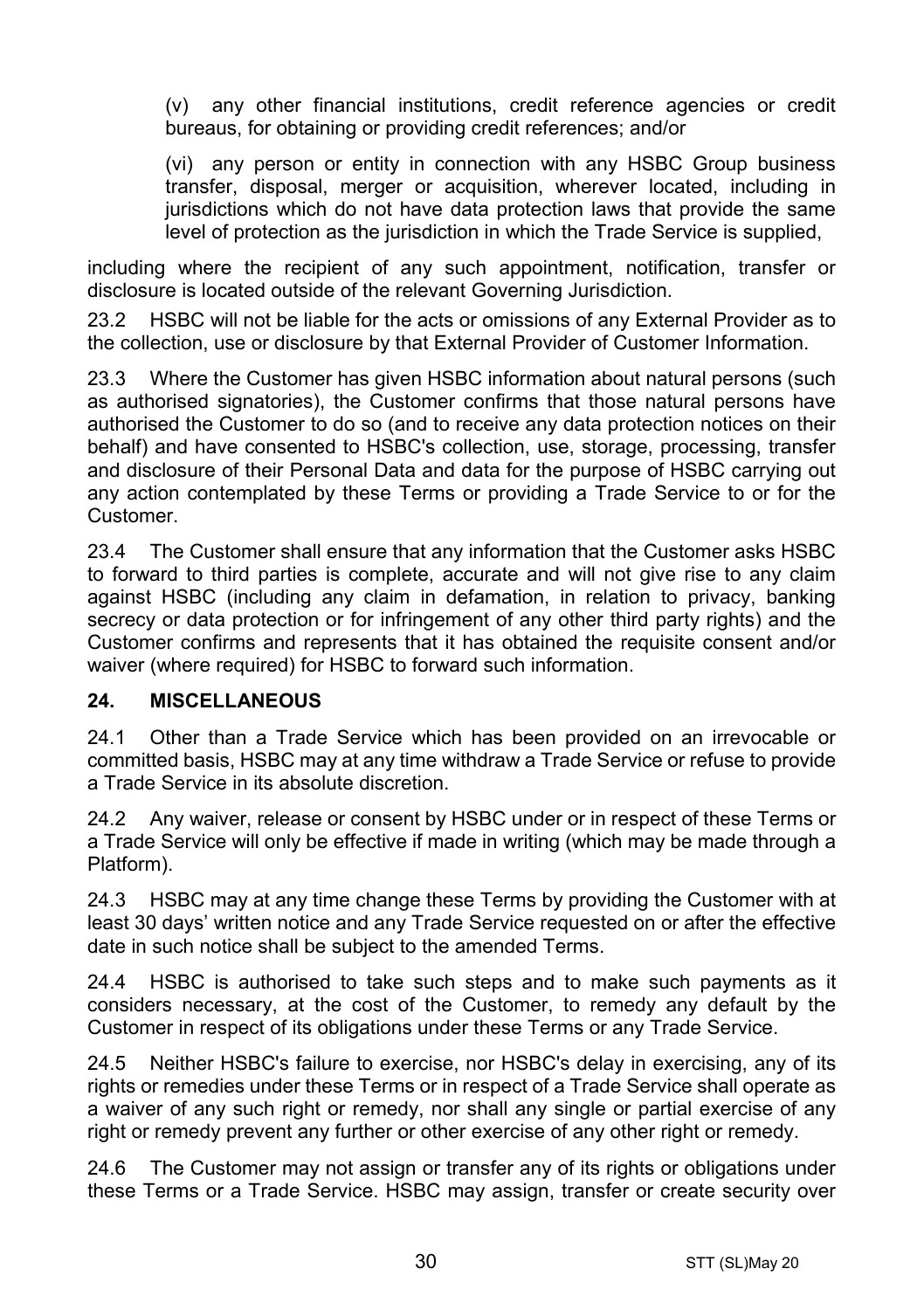(v) any other financial institutions, credit reference agencies or credit bureaus, for obtaining or providing credit references; and/or

(vi) any person or entity in connection with any HSBC Group business transfer, disposal, merger or acquisition, wherever located, including in jurisdictions which do not have data protection laws that provide the same level of protection as the jurisdiction in which the Trade Service is supplied,

including where the recipient of any such appointment, notification, transfer or disclosure is located outside of the relevant Governing Jurisdiction.

23.2 HSBC will not be liable for the acts or omissions of any External Provider as to the collection, use or disclosure by that External Provider of Customer Information.

23.3 Where the Customer has given HSBC information about natural persons (such as authorised signatories), the Customer confirms that those natural persons have authorised the Customer to do so (and to receive any data protection notices on their behalf) and have consented to HSBC's collection, use, storage, processing, transfer and disclosure of their Personal Data and data for the purpose of HSBC carrying out any action contemplated by these Terms or providing a Trade Service to or for the Customer.

23.4 The Customer shall ensure that any information that the Customer asks HSBC to forward to third parties is complete, accurate and will not give rise to any claim against HSBC (including any claim in defamation, in relation to privacy, banking secrecy or data protection or for infringement of any other third party rights) and the Customer confirms and represents that it has obtained the requisite consent and/or waiver (where required) for HSBC to forward such information.

## 24. MISCELLANEOUS

24.1 Other than a Trade Service which has been provided on an irrevocable or committed basis, HSBC may at any time withdraw a Trade Service or refuse to provide a Trade Service in its absolute discretion.

24.2 Any waiver, release or consent by HSBC under or in respect of these Terms or a Trade Service will only be effective if made in writing (which may be made through a Platform).

24.3 HSBC may at any time change these Terms by providing the Customer with at least 30 days' written notice and any Trade Service requested on or after the effective date in such notice shall be subject to the amended Terms.

24.4 HSBC is authorised to take such steps and to make such payments as it considers necessary, at the cost of the Customer, to remedy any default by the Customer in respect of its obligations under these Terms or any Trade Service.

24.5 Neither HSBC's failure to exercise, nor HSBC's delay in exercising, any of its rights or remedies under these Terms or in respect of a Trade Service shall operate as a waiver of any such right or remedy, nor shall any single or partial exercise of any right or remedy prevent any further or other exercise of any other right or remedy.

24.6 The Customer may not assign or transfer any of its rights or obligations under these Terms or a Trade Service. HSBC may assign, transfer or create security over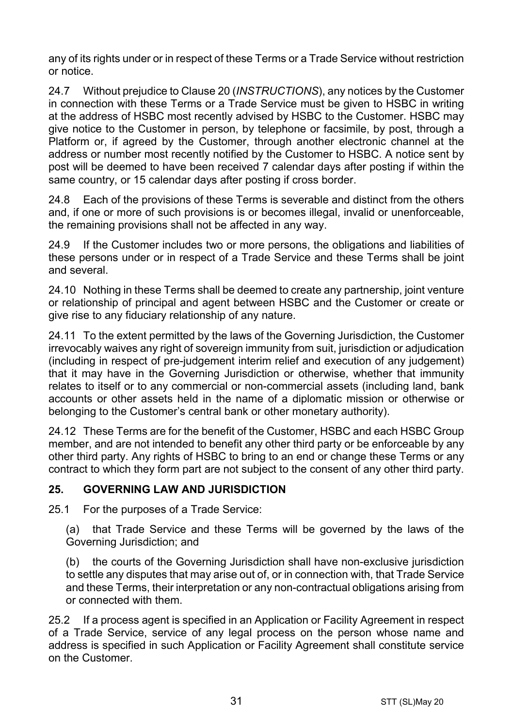any of its rights under or in respect of these Terms or a Trade Service without restriction or notice.

24.7 Without prejudice to Clause 20 (*INSTRUCTIONS*), any notices by the Customer in connection with these Terms or a Trade Service must be given to HSBC in writing at the address of HSBC most recently advised by HSBC to the Customer. HSBC may give notice to the Customer in person, by telephone or facsimile, by post, through a Platform or, if agreed by the Customer, through another electronic channel at the address or number most recently notified by the Customer to HSBC. A notice sent by post will be deemed to have been received 7 calendar days after posting if within the same country, or 15 calendar days after posting if cross border.

24.8 Each of the provisions of these Terms is severable and distinct from the others and, if one or more of such provisions is or becomes illegal, invalid or unenforceable, the remaining provisions shall not be affected in any way.

24.9 If the Customer includes two or more persons, the obligations and liabilities of these persons under or in respect of a Trade Service and these Terms shall be joint and several.

24.10 Nothing in these Terms shall be deemed to create any partnership, joint venture or relationship of principal and agent between HSBC and the Customer or create or give rise to any fiduciary relationship of any nature.

24.11 To the extent permitted by the laws of the Governing Jurisdiction, the Customer irrevocably waives any right of sovereign immunity from suit, jurisdiction or adjudication (including in respect of pre-judgement interim relief and execution of any judgement) that it may have in the Governing Jurisdiction or otherwise, whether that immunity relates to itself or to any commercial or non-commercial assets (including land, bank accounts or other assets held in the name of a diplomatic mission or otherwise or belonging to the Customer's central bank or other monetary authority).

24.12 These Terms are for the benefit of the Customer, HSBC and each HSBC Group member, and are not intended to benefit any other third party or be enforceable by any other third party. Any rights of HSBC to bring to an end or change these Terms or any contract to which they form part are not subject to the consent of any other third party.

## 25. GOVERNING LAW AND JURISDICTION

25.1 For the purposes of a Trade Service:

(a) that Trade Service and these Terms will be governed by the laws of the Governing Jurisdiction; and

(b) the courts of the Governing Jurisdiction shall have non-exclusive jurisdiction to settle any disputes that may arise out of, or in connection with, that Trade Service and these Terms, their interpretation or any non-contractual obligations arising from or connected with them.

25.2 If a process agent is specified in an Application or Facility Agreement in respect of a Trade Service, service of any legal process on the person whose name and address is specified in such Application or Facility Agreement shall constitute service on the Customer.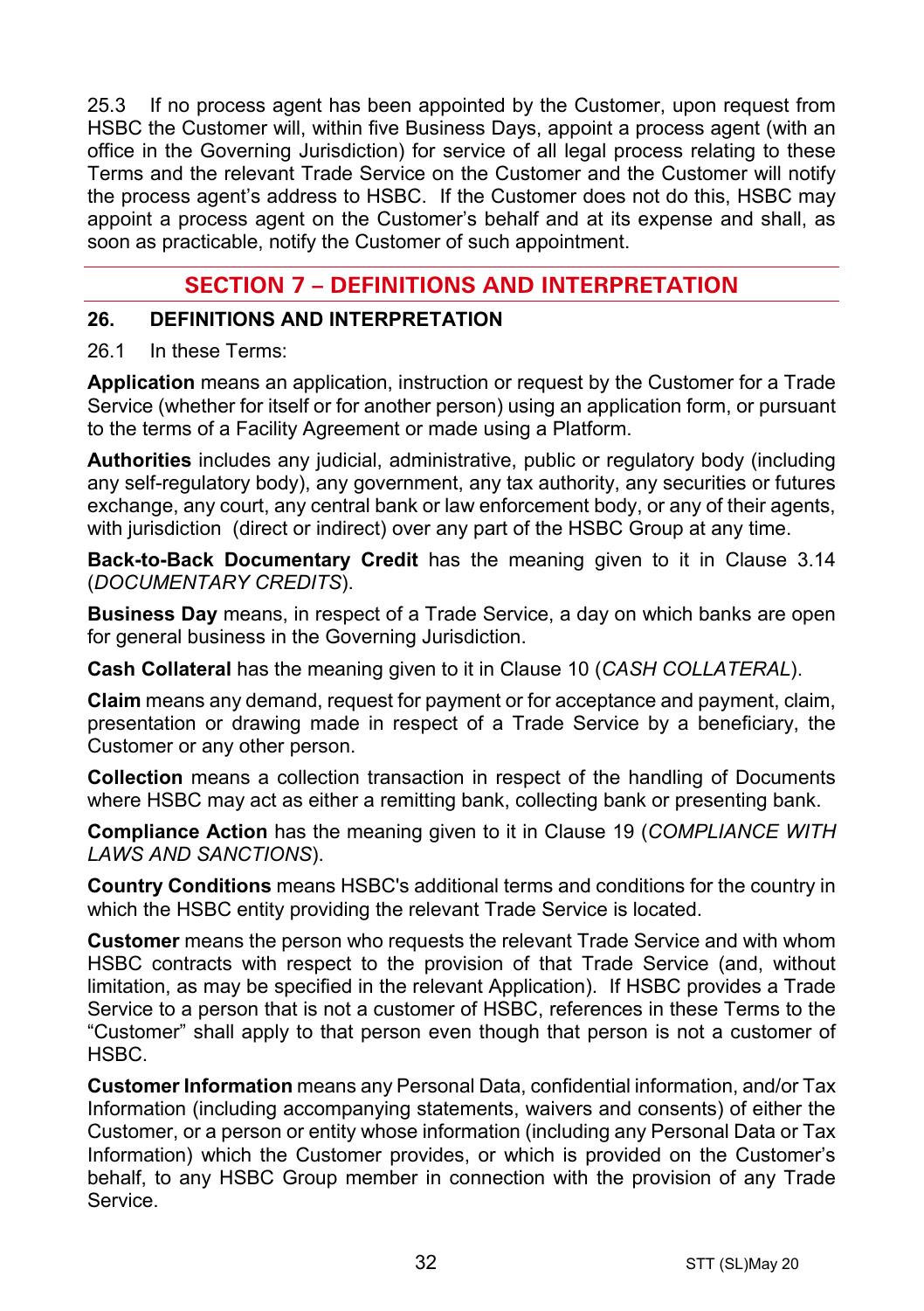25.3 If no process agent has been appointed by the Customer, upon request from HSBC the Customer will, within five Business Days, appoint a process agent (with an office in the Governing Jurisdiction) for service of all legal process relating to these Terms and the relevant Trade Service on the Customer and the Customer will notify the process agent's address to HSBC. If the Customer does not do this, HSBC may appoint a process agent on the Customer's behalf and at its expense and shall, as soon as practicable, notify the Customer of such appointment.

## SECTION 7 – DEFINITIONS AND INTERPRETATION

### 26. DEFINITIONS AND INTERPRETATION

26.1 In these Terms:

**Application** means an application, instruction or request by the Customer for a Trade Service (whether for itself or for another person) using an application form, or pursuant to the terms of a Facility Agreement or made using a Platform.

**Authorities** includes any judicial, administrative, public or regulatory body (including any self-regulatory body), any government, any tax authority, any securities or futures exchange, any court, any central bank or law enforcement body, or any of their agents, with jurisdiction (direct or indirect) over any part of the HSBC Group at any time.

**Back-to-Back Documentary Credit** has the meaning given to it in Clause 3.14 (*DOCUMENTARY CREDITS*).

**Business Day** means, in respect of a Trade Service, a day on which banks are open for general business in the Governing Jurisdiction.

**Cash Collateral** has the meaning given to it in Clause 10 (*CASH COLLATERAL*).

**Claim** means any demand, request for payment or for acceptance and payment, claim, presentation or drawing made in respect of a Trade Service by a beneficiary, the Customer or any other person.

**Collection** means a collection transaction in respect of the handling of Documents where HSBC may act as either a remitting bank, collecting bank or presenting bank.

**Compliance Action** has the meaning given to it in Clause 19 (*COMPLIANCE WITH LAWS AND SANCTIONS*).

**Country Conditions** means HSBC's additional terms and conditions for the country in which the HSBC entity providing the relevant Trade Service is located.

**Customer** means the person who requests the relevant Trade Service and with whom HSBC contracts with respect to the provision of that Trade Service (and, without limitation, as may be specified in the relevant Application). If HSBC provides a Trade Service to a person that is not a customer of HSBC, references in these Terms to the "Customer" shall apply to that person even though that person is not a customer of HSBC.

**Customer Information** means any Personal Data, confidential information, and/or Tax Information (including accompanying statements, waivers and consents) of either the Customer, or a person or entity whose information (including any Personal Data or Tax Information) which the Customer provides, or which is provided on the Customer's behalf, to any HSBC Group member in connection with the provision of any Trade Service.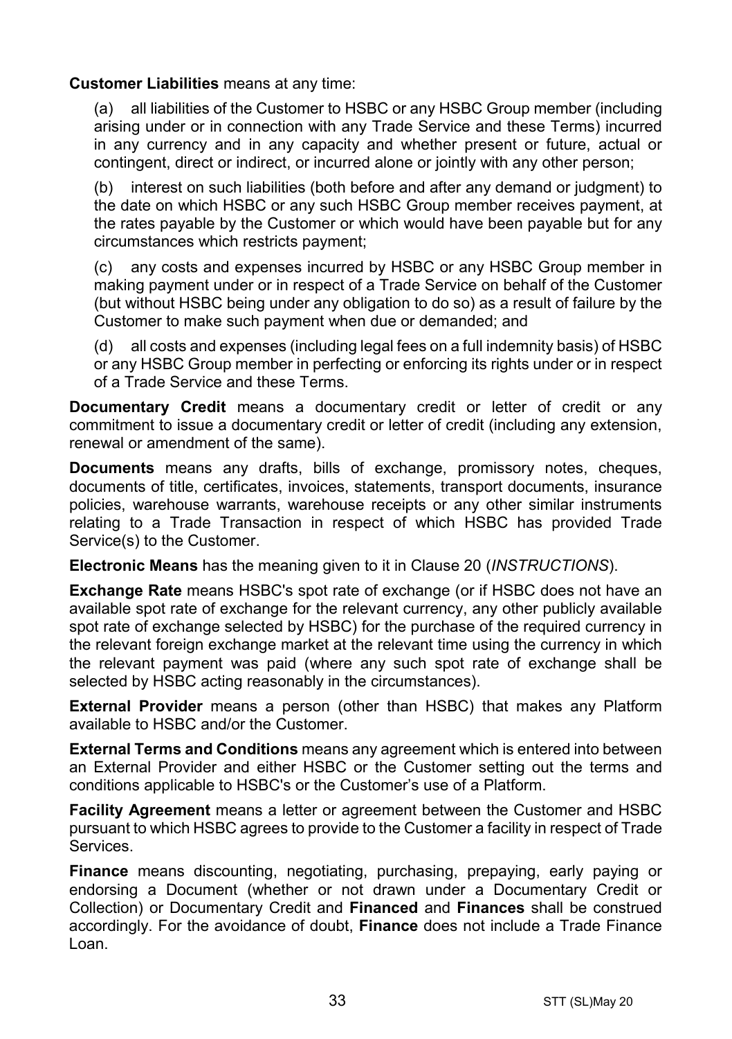**Customer Liabilities** means at any time:

(a) all liabilities of the Customer to HSBC or any HSBC Group member (including arising under or in connection with any Trade Service and these Terms) incurred in any currency and in any capacity and whether present or future, actual or contingent, direct or indirect, or incurred alone or jointly with any other person;

(b) interest on such liabilities (both before and after any demand or judgment) to the date on which HSBC or any such HSBC Group member receives payment, at the rates payable by the Customer or which would have been payable but for any circumstances which restricts payment;

(c) any costs and expenses incurred by HSBC or any HSBC Group member in making payment under or in respect of a Trade Service on behalf of the Customer (but without HSBC being under any obligation to do so) as a result of failure by the Customer to make such payment when due or demanded; and

(d) all costs and expenses (including legal fees on a full indemnity basis) of HSBC or any HSBC Group member in perfecting or enforcing its rights under or in respect of a Trade Service and these Terms.

**Documentary Credit** means a documentary credit or letter of credit or any commitment to issue a documentary credit or letter of credit (including any extension, renewal or amendment of the same).

**Documents** means any drafts, bills of exchange, promissory notes, cheques, documents of title, certificates, invoices, statements, transport documents, insurance policies, warehouse warrants, warehouse receipts or any other similar instruments relating to a Trade Transaction in respect of which HSBC has provided Trade Service(s) to the Customer.

**Electronic Means** has the meaning given to it in Clause 20 (*INSTRUCTIONS*).

**Exchange Rate** means HSBC's spot rate of exchange (or if HSBC does not have an available spot rate of exchange for the relevant currency, any other publicly available spot rate of exchange selected by HSBC) for the purchase of the required currency in the relevant foreign exchange market at the relevant time using the currency in which the relevant payment was paid (where any such spot rate of exchange shall be selected by HSBC acting reasonably in the circumstances).

**External Provider** means a person (other than HSBC) that makes any Platform available to HSBC and/or the Customer.

**External Terms and Conditions** means any agreement which is entered into between an External Provider and either HSBC or the Customer setting out the terms and conditions applicable to HSBC's or the Customer's use of a Platform.

**Facility Agreement** means a letter or agreement between the Customer and HSBC pursuant to which HSBC agrees to provide to the Customer a facility in respect of Trade Services.

**Finance** means discounting, negotiating, purchasing, prepaying, early paying or endorsing a Document (whether or not drawn under a Documentary Credit or Collection) or Documentary Credit and **Financed** and **Finances** shall be construed accordingly. For the avoidance of doubt, **Finance** does not include a Trade Finance Loan.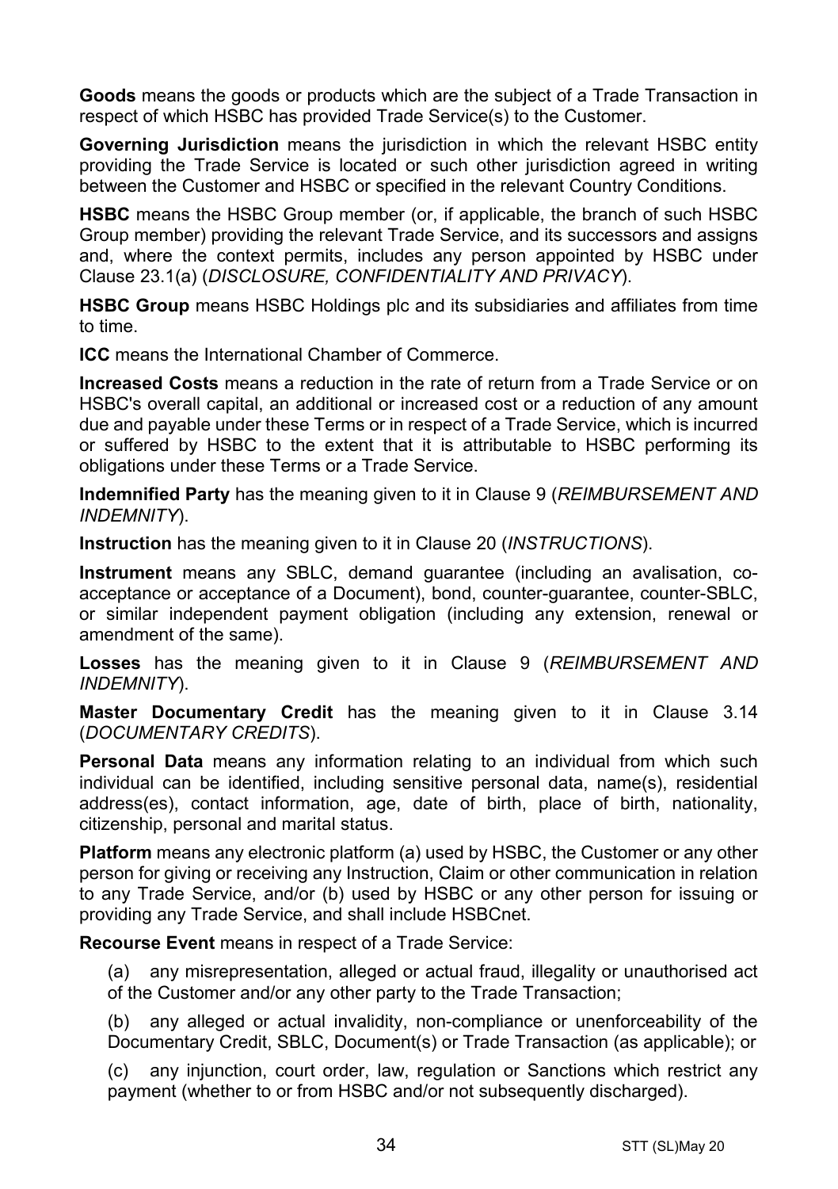**Goods** means the goods or products which are the subject of a Trade Transaction in respect of which HSBC has provided Trade Service(s) to the Customer.

**Governing Jurisdiction** means the jurisdiction in which the relevant HSBC entity providing the Trade Service is located or such other jurisdiction agreed in writing between the Customer and HSBC or specified in the relevant Country Conditions.

**HSBC** means the HSBC Group member (or, if applicable, the branch of such HSBC Group member) providing the relevant Trade Service, and its successors and assigns and, where the context permits, includes any person appointed by HSBC under Clause 23.1(a) (*DISCLOSURE, CONFIDENTIALITY AND PRIVACY*).

**HSBC Group** means HSBC Holdings plc and its subsidiaries and affiliates from time to time.

**ICC** means the International Chamber of Commerce.

**Increased Costs** means a reduction in the rate of return from a Trade Service or on HSBC's overall capital, an additional or increased cost or a reduction of any amount due and payable under these Terms or in respect of a Trade Service, which is incurred or suffered by HSBC to the extent that it is attributable to HSBC performing its obligations under these Terms or a Trade Service.

**Indemnified Party** has the meaning given to it in Clause 9 (*REIMBURSEMENT AND INDEMNITY*).

**Instruction** has the meaning given to it in Clause 20 (*INSTRUCTIONS*).

**Instrument** means any SBLC, demand guarantee (including an avalisation, co-acceptance or acceptance of a Document), bond, counter-guarantee, counter-SBLC, or similar independent payment obligation (including any extension, renewal or amendment of the same).

**Losses** has the meaning given to it in Clause 9 (*REIMBURSEMENT AND INDEMNITY*).

**Master Documentary Credit** has the meaning given to it in Clause 3.14 (*DOCUMENTARY CREDITS*).

**Personal Data** means any information relating to an individual from which such individual can be identified, including sensitive personal data, name(s), residential address(es), contact information, age, date of birth, place of birth, nationality, citizenship, personal and marital status.

**Platform** means any electronic platform (a) used by HSBC, the Customer or any other person for giving or receiving any Instruction, Claim or other communication in relation to any Trade Service, and/or (b) used by HSBC or any other person for issuing or providing any Trade Service, and shall include HSBCnet.

**Recourse Event** means in respect of a Trade Service:

(a) any misrepresentation, alleged or actual fraud, illegality or unauthorised act of the Customer and/or any other party to the Trade Transaction;

(b) any alleged or actual invalidity, non-compliance or unenforceability of the Documentary Credit, SBLC, Document(s) or Trade Transaction (as applicable); or

(c) any injunction, court order, law, regulation or Sanctions which restrict any payment (whether to or from HSBC and/or not subsequently discharged).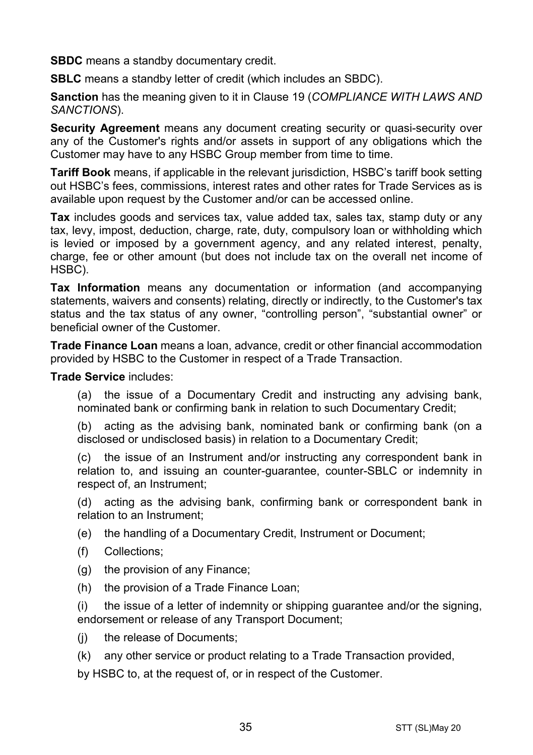**SBDC** means a standby documentary credit.

**SBLC** means a standby letter of credit (which includes an SBDC).

**Sanction** has the meaning given to it in Clause 19 (*COMPLIANCE WITH LAWS AND SANCTIONS*).

**Security Agreement** means any document creating security or quasi-security over any of the Customer's rights and/or assets in support of any obligations which the Customer may have to any HSBC Group member from time to time.

**Tariff Book** means, if applicable in the relevant jurisdiction, HSBC's tariff book setting out HSBC's fees, commissions, interest rates and other rates for Trade Services as is available upon request by the Customer and/or can be accessed online.

**Tax** includes goods and services tax, value added tax, sales tax, stamp duty or any tax, levy, impost, deduction, charge, rate, duty, compulsory loan or withholding which is levied or imposed by a government agency, and any related interest, penalty, charge, fee or other amount (but does not include tax on the overall net income of HSBC).

**Tax Information** means any documentation or information (and accompanying statements, waivers and consents) relating, directly or indirectly, to the Customer's tax status and the tax status of any owner, "controlling person", "substantial owner" or beneficial owner of the Customer.

**Trade Finance Loan** means a loan, advance, credit or other financial accommodation provided by HSBC to the Customer in respect of a Trade Transaction.

**Trade Service** includes:

(a) the issue of a Documentary Credit and instructing any advising bank, nominated bank or confirming bank in relation to such Documentary Credit;

(b) acting as the advising bank, nominated bank or confirming bank (on a disclosed or undisclosed basis) in relation to a Documentary Credit;

(c) the issue of an Instrument and/or instructing any correspondent bank in relation to, and issuing an counter-guarantee, counter-SBLC or indemnity in respect of, an Instrument;

(d) acting as the advising bank, confirming bank or correspondent bank in relation to an Instrument;

(e) the handling of a Documentary Credit, Instrument or Document;

(f) Collections;

(g) the provision of any Finance;

(h) the provision of a Trade Finance Loan;

(i) the issue of a letter of indemnity or shipping guarantee and/or the signing, endorsement or release of any Transport Document;

(j) the release of Documents;

(k) any other service or product relating to a Trade Transaction provided,

by HSBC to, at the request of, or in respect of the Customer.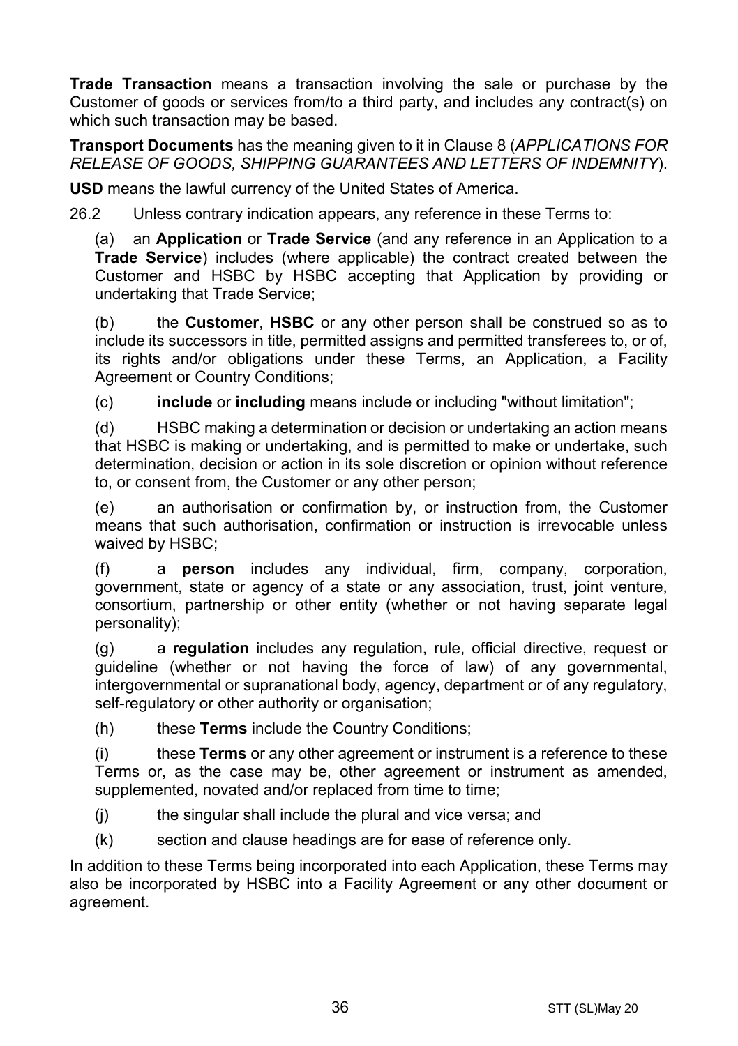**Trade Transaction** means a transaction involving the sale or purchase by the Customer of goods or services from/to a third party, and includes any contract(s) on which such transaction may be based.

**Transport Documents** has the meaning given to it in Clause 8 (*APPLICATIONS FOR RELEASE OF GOODS, SHIPPING GUARANTEES AND LETTERS OF INDEMNITY*).

**USD** means the lawful currency of the United States of America.

26.2 Unless contrary indication appears, any reference in these Terms to:

(a) an **Application** or **Trade Service** (and any reference in an Application to a **Trade Service**) includes (where applicable) the contract created between the Customer and HSBC by HSBC accepting that Application by providing or undertaking that Trade Service;

(b) the **Customer**, **HSBC** or any other person shall be construed so as to include its successors in title, permitted assigns and permitted transferees to, or of, its rights and/or obligations under these Terms, an Application, a Facility Agreement or Country Conditions;

(c) **include** or **including** means include or including "without limitation";

(d) HSBC making a determination or decision or undertaking an action means that HSBC is making or undertaking, and is permitted to make or undertake, such determination, decision or action in its sole discretion or opinion without reference to, or consent from, the Customer or any other person;

(e) an authorisation or confirmation by, or instruction from, the Customer means that such authorisation, confirmation or instruction is irrevocable unless waived by HSBC;

(f) a **person** includes any individual, firm, company, corporation, government, state or agency of a state or any association, trust, joint venture, consortium, partnership or other entity (whether or not having separate legal personality);

(g) a **regulation** includes any regulation, rule, official directive, request or guideline (whether or not having the force of law) of any governmental, intergovernmental or supranational body, agency, department or of any regulatory, self-regulatory or other authority or organisation;

(h) these **Terms** include the Country Conditions;

(i) these **Terms** or any other agreement or instrument is a reference to these Terms or, as the case may be, other agreement or instrument as amended, supplemented, novated and/or replaced from time to time;

(j) the singular shall include the plural and vice versa; and

(k) section and clause headings are for ease of reference only.

In addition to these Terms being incorporated into each Application, these Terms may also be incorporated by HSBC into a Facility Agreement or any other document or agreement.